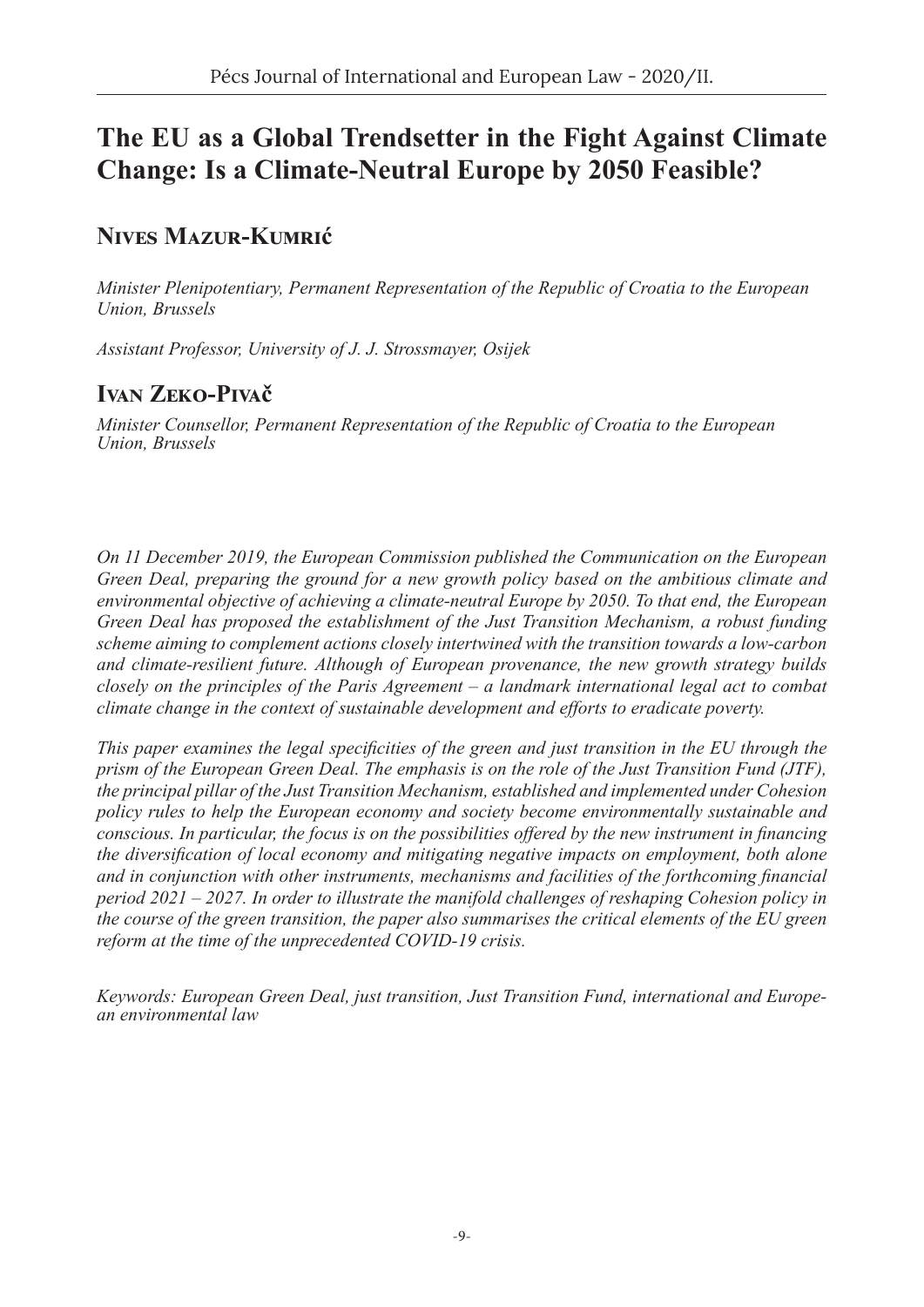# The EU as a Global Trendsetter in the Fight Against Climate Change: Is a Climate-Neutral Europe by 2050 Feasible?

## Nives Mazur-Kumrić

*Minister Plenipotentiary, Permanent Representation of the Republic of Croatia to the European Union, Brussels*

*Assistant Professor, University of J. J. Strossmayer, Osijek*

## Ivan Zeko-Pivač

*Minister Counsellor, Permanent Representation of the Republic of Croatia to the European Union, Brussels*

*On 11 December 2019, the European Commission published the Communication on the European Green Deal, preparing the ground for a new growth policy based on the ambitious climate and environmental objective of achieving a climate-neutral Europe by 2050. To that end, the European Green Deal has proposed the establishment of the Just Transition Mechanism, a robust funding scheme aiming to complement actions closely intertwined with the transition towards a low-carbon and climate-resilient future. Although of European provenance, the new growth strategy builds closely on the principles of the Paris Agreement – a landmark international legal act to combat climate change in the context of sustainable development and efforts to eradicate poverty.*

*This paper examines the legal specificities of the green and just transition in the EU through the prism of the European Green Deal. The emphasis is on the role of the Just Transition Fund (JTF), the principal pillar of the Just Transition Mechanism, established and implemented under Cohesion policy rules to help the European economy and society become environmentally sustainable and conscious. In particular, the focus is on the possibilities offered by the new instrument in financing the diversification of local economy and mitigating negative impacts on employment, both alone and in conjunction with other instruments, mechanisms and facilities of the forthcoming financial period 2021 – 2027. In order to illustrate the manifold challenges of reshaping Cohesion policy in the course of the green transition, the paper also summarises the critical elements of the EU green reform at the time of the unprecedented COVID-19 crisis.*

*Keywords: European Green Deal, just transition, Just Transition Fund, international and European environmental law*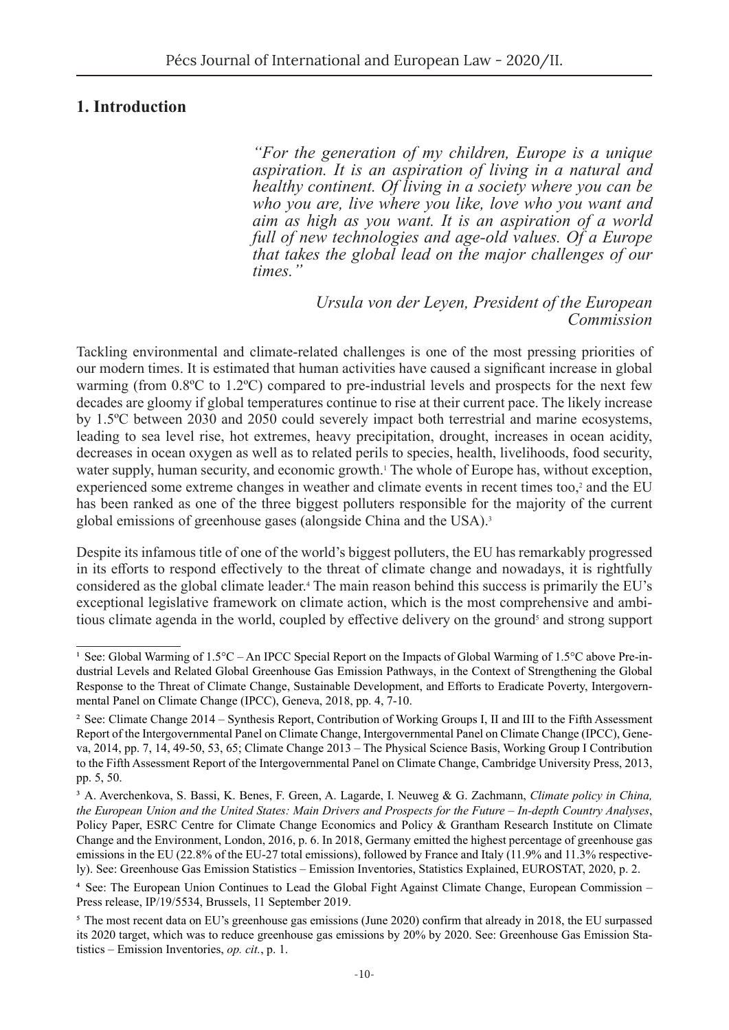## 1. Introduction

> *"For the generation of my children, Europe is a unique aspiration. It is an aspiration of living in a natural and healthy continent. Of living in a society where you can be who you are, live where you like, love who you want and aim as high as you want. It is an aspiration of a world full of new technologies and age-old values. Of a Europe that takes the global lead on the major challenges of our times."*
>
> *Ursula von der Leyen, President of the European Commission*

Tackling environmental and climate-related challenges is one of the most pressing priorities of our modern times. It is estimated that human activities have caused a significant increase in global warming (from 0.8ºC to 1.2ºC) compared to pre-industrial levels and prospects for the next few decades are gloomy if global temperatures continue to rise at their current pace. The likely increase by 1.5ºC between 2030 and 2050 could severely impact both terrestrial and marine ecosystems, leading to sea level rise, hot extremes, heavy precipitation, drought, increases in ocean acidity, decreases in ocean oxygen as well as to related perils to species, health, livelihoods, food security, water supply, human security, and economic growth.[1] The whole of Europe has, without exception, experienced some extreme changes in weather and climate events in recent times too,[2] and the EU has been ranked as one of the three biggest polluters responsible for the majority of the current global emissions of greenhouse gases (alongside China and the USA).[3]

Despite its infamous title of one of the world's biggest polluters, the EU has remarkably progressed in its efforts to respond effectively to the threat of climate change and nowadays, it is rightfully considered as the global climate leader.[4] The main reason behind this success is primarily the EU's exceptional legislative framework on climate action, which is the most comprehensive and ambitious climate agenda in the world, coupled by effective delivery on the ground[5] and strong support

---

[1] See: Global Warming of 1.5°C – An IPCC Special Report on the Impacts of Global Warming of 1.5°C above Pre-industrial Levels and Related Global Greenhouse Gas Emission Pathways, in the Context of Strengthening the Global Response to the Threat of Climate Change, Sustainable Development, and Efforts to Eradicate Poverty, Intergovernmental Panel on Climate Change (IPCC), Geneva, 2018, pp. 4, 7-10.

[2] See: Climate Change 2014 – Synthesis Report, Contribution of Working Groups I, II and III to the Fifth Assessment Report of the Intergovernmental Panel on Climate Change, Intergovernmental Panel on Climate Change (IPCC), Geneva, 2014, pp. 7, 14, 49-50, 53, 65; Climate Change 2013 – The Physical Science Basis, Working Group I Contribution to the Fifth Assessment Report of the Intergovernmental Panel on Climate Change, Cambridge University Press, 2013, pp. 5, 50.

[3] A. Averchenkova, S. Bassi, K. Benes, F. Green, A. Lagarde, I. Neuweg & G. Zachmann, *Climate policy in China, the European Union and the United States: Main Drivers and Prospects for the Future – In-depth Country Analyses*, Policy Paper, ESRC Centre for Climate Change Economics and Policy & Grantham Research Institute on Climate Change and the Environment, London, 2016, p. 6. In 2018, Germany emitted the highest percentage of greenhouse gas emissions in the EU (22.8% of the EU-27 total emissions), followed by France and Italy (11.9% and 11.3% respectively). See: Greenhouse Gas Emission Statistics – Emission Inventories, Statistics Explained, EUROSTAT, 2020, p. 2.

[4] See: The European Union Continues to Lead the Global Fight Against Climate Change, European Commission – Press release, IP/19/5534, Brussels, 11 September 2019.

[5] The most recent data on EU's greenhouse gas emissions (June 2020) confirm that already in 2018, the EU surpassed its 2020 target, which was to reduce greenhouse gas emissions by 20% by 2020. See: Greenhouse Gas Emission Statistics – Emission Inventories, *op. cit.*, p. 1.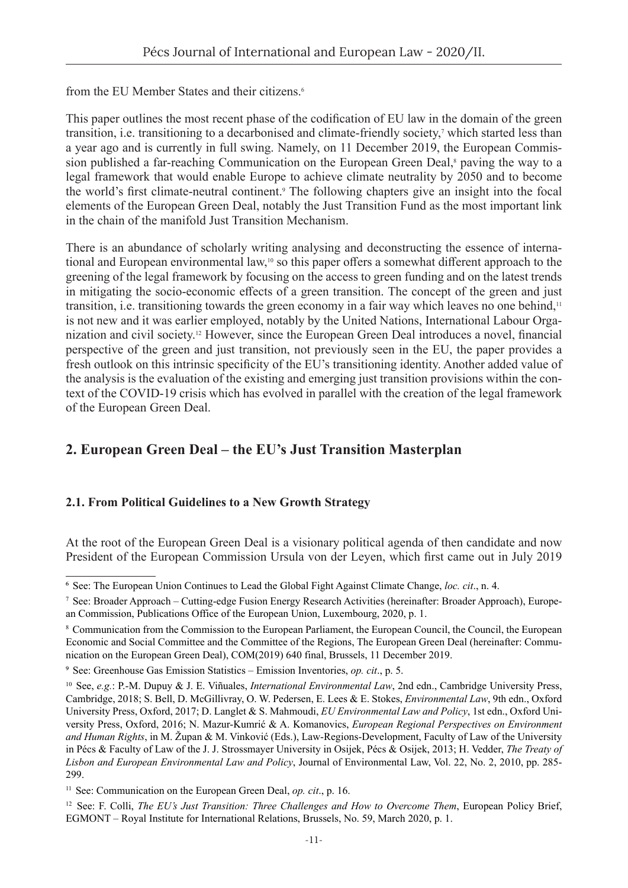from the EU Member States and their citizens.[6]

This paper outlines the most recent phase of the codification of EU law in the domain of the green transition, i.e. transitioning to a decarbonised and climate-friendly society,[7] which started less than a year ago and is currently in full swing. Namely, on 11 December 2019, the European Commission published a far-reaching Communication on the European Green Deal,[8] paving the way to a legal framework that would enable Europe to achieve climate neutrality by 2050 and to become the world's first climate-neutral continent.[9] The following chapters give an insight into the focal elements of the European Green Deal, notably the Just Transition Fund as the most important link in the chain of the manifold Just Transition Mechanism.

There is an abundance of scholarly writing analysing and deconstructing the essence of international and European environmental law,[10] so this paper offers a somewhat different approach to the greening of the legal framework by focusing on the access to green funding and on the latest trends in mitigating the socio-economic effects of a green transition. The concept of the green and just transition, i.e. transitioning towards the green economy in a fair way which leaves no one behind,[11] is not new and it was earlier employed, notably by the United Nations, International Labour Organization and civil society.[12] However, since the European Green Deal introduces a novel, financial perspective of the green and just transition, not previously seen in the EU, the paper provides a fresh outlook on this intrinsic specificity of the EU's transitioning identity. Another added value of the analysis is the evaluation of the existing and emerging just transition provisions within the context of the COVID-19 crisis which has evolved in parallel with the creation of the legal framework of the European Green Deal.

## 2. European Green Deal – the EU's Just Transition Masterplan

### 2.1. From Political Guidelines to a New Growth Strategy

At the root of the European Green Deal is a visionary political agenda of then candidate and now President of the European Commission Ursula von der Leyen, which first came out in July 2019

---

[6] See: The European Union Continues to Lead the Global Fight Against Climate Change, *loc. cit*., n. 4.

[7] See: Broader Approach – Cutting-edge Fusion Energy Research Activities (hereinafter: Broader Approach), European Commission, Publications Office of the European Union, Luxembourg, 2020, p. 1.

[8] Communication from the Commission to the European Parliament, the European Council, the Council, the European Economic and Social Committee and the Committee of the Regions, The European Green Deal (hereinafter: Communication on the European Green Deal), COM(2019) 640 final, Brussels, 11 December 2019.

[9] See: Greenhouse Gas Emission Statistics – Emission Inventories, *op. cit*., p. 5.

[10] See, *e.g.*: P.-M. Dupuy & J. E. Viñuales, *International Environmental Law*, 2nd edn., Cambridge University Press, Cambridge, 2018; S. Bell, D. McGillivray, O. W. Pedersen, E. Lees & E. Stokes, *Environmental Law*, 9th edn., Oxford University Press, Oxford, 2017; D. Langlet & S. Mahmoudi, *EU Environmental Law and Policy*, 1st edn., Oxford University Press, Oxford, 2016; N. Mazur-Kumrić & A. Komanovics, *European Regional Perspectives on Environment and Human Rights*, in M. Župan & M. Vinković (Eds.), Law-Regions-Development, Faculty of Law of the University in Pécs & Faculty of Law of the J. J. Strossmayer University in Osijek, Pécs & Osijek, 2013; H. Vedder, *The Treaty of Lisbon and European Environmental Law and Policy*, Journal of Environmental Law, Vol. 22, No. 2, 2010, pp. 285-299.

[11] See: Communication on the European Green Deal, *op. cit*., p. 16.

[12] See: F. Colli, *The EU's Just Transition: Three Challenges and How to Overcome Them*, European Policy Brief, EGMONT – Royal Institute for International Relations, Brussels, No. 59, March 2020, p. 1.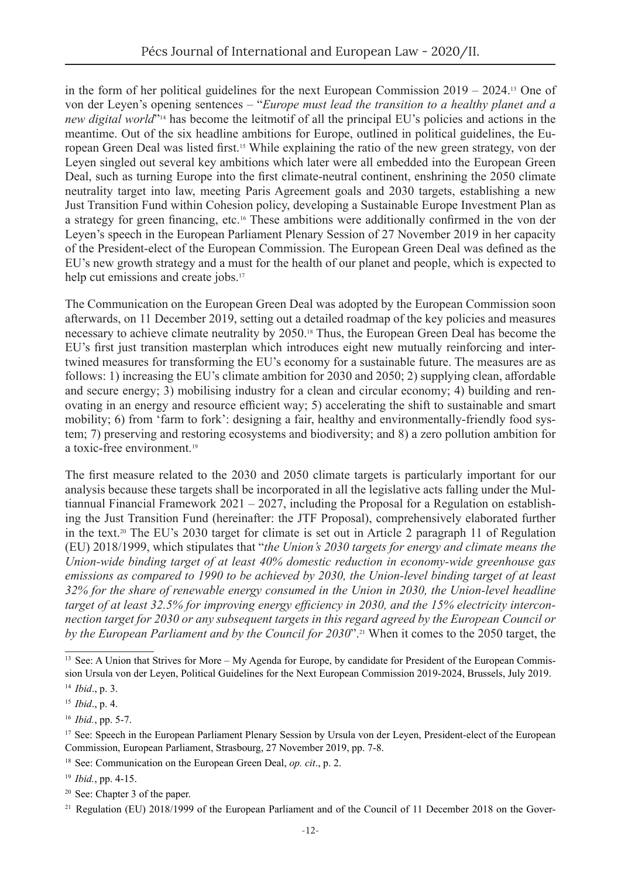in the form of her political guidelines for the next European Commission 2019 – 2024.[13] One of von der Leyen's opening sentences – "*Europe must lead the transition to a healthy planet and a new digital world*"[14] has become the leitmotif of all the principal EU's policies and actions in the meantime. Out of the six headline ambitions for Europe, outlined in political guidelines, the European Green Deal was listed first.[15] While explaining the ratio of the new green strategy, von der Leyen singled out several key ambitions which later were all embedded into the European Green Deal, such as turning Europe into the first climate-neutral continent, enshrining the 2050 climate neutrality target into law, meeting Paris Agreement goals and 2030 targets, establishing a new Just Transition Fund within Cohesion policy, developing a Sustainable Europe Investment Plan as a strategy for green financing, etc.[16] These ambitions were additionally confirmed in the von der Leyen's speech in the European Parliament Plenary Session of 27 November 2019 in her capacity of the President-elect of the European Commission. The European Green Deal was defined as the EU's new growth strategy and a must for the health of our planet and people, which is expected to help cut emissions and create jobs.[17]

The Communication on the European Green Deal was adopted by the European Commission soon afterwards, on 11 December 2019, setting out a detailed roadmap of the key policies and measures necessary to achieve climate neutrality by 2050.[18] Thus, the European Green Deal has become the EU's first just transition masterplan which introduces eight new mutually reinforcing and intertwined measures for transforming the EU's economy for a sustainable future. The measures are as follows: 1) increasing the EU's climate ambition for 2030 and 2050; 2) supplying clean, affordable and secure energy; 3) mobilising industry for a clean and circular economy; 4) building and renovating in an energy and resource efficient way; 5) accelerating the shift to sustainable and smart mobility; 6) from 'farm to fork': designing a fair, healthy and environmentally-friendly food system; 7) preserving and restoring ecosystems and biodiversity; and 8) a zero pollution ambition for a toxic-free environment.[19]

The first measure related to the 2030 and 2050 climate targets is particularly important for our analysis because these targets shall be incorporated in all the legislative acts falling under the Multiannual Financial Framework 2021 – 2027, including the Proposal for a Regulation on establishing the Just Transition Fund (hereinafter: the JTF Proposal), comprehensively elaborated further in the text.[20] The EU's 2030 target for climate is set out in Article 2 paragraph 11 of Regulation (EU) 2018/1999, which stipulates that "*the Union's 2030 targets for energy and climate means the Union-wide binding target of at least 40% domestic reduction in economy-wide greenhouse gas emissions as compared to 1990 to be achieved by 2030, the Union-level binding target of at least 32% for the share of renewable energy consumed in the Union in 2030, the Union-level headline target of at least 32.5% for improving energy efficiency in 2030, and the 15% electricity interconnection target for 2030 or any subsequent targets in this regard agreed by the European Council or by the European Parliament and by the Council for 2030*".[21] When it comes to the 2050 target, the

---

[13] See: A Union that Strives for More – My Agenda for Europe, by candidate for President of the European Commission Ursula von der Leyen, Political Guidelines for the Next European Commission 2019-2024, Brussels, July 2019.

[14] *Ibid*., p. 3.

[15] *Ibid*., p. 4.

[16] *Ibid.*, pp. 5-7.

[17] See: Speech in the European Parliament Plenary Session by Ursula von der Leyen, President-elect of the European Commission, European Parliament, Strasbourg, 27 November 2019, pp. 7-8.

[18] See: Communication on the European Green Deal, *op. cit*., p. 2.

[19] *Ibid.*, pp. 4-15.

[20] See: Chapter 3 of the paper.

[21] Regulation (EU) 2018/1999 of the European Parliament and of the Council of 11 December 2018 on the Gover-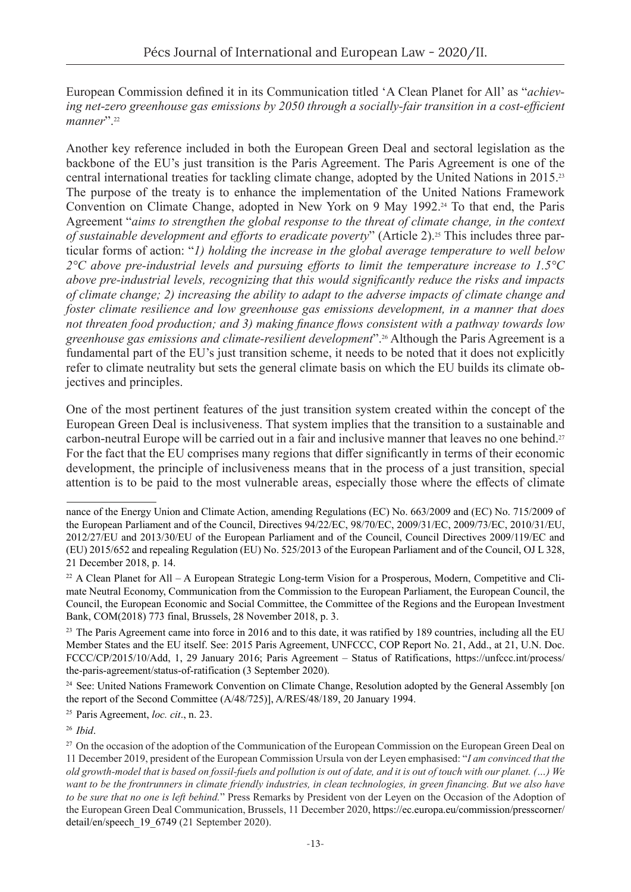European Commission defined it in its Communication titled 'A Clean Planet for All' as "*achieving net-zero greenhouse gas emissions by 2050 through a socially-fair transition in a cost-efficient manner*".[22]

Another key reference included in both the European Green Deal and sectoral legislation as the backbone of the EU's just transition is the Paris Agreement. The Paris Agreement is one of the central international treaties for tackling climate change, adopted by the United Nations in 2015.[23] The purpose of the treaty is to enhance the implementation of the United Nations Framework Convention on Climate Change, adopted in New York on 9 May 1992.[24] To that end, the Paris Agreement "*aims to strengthen the global response to the threat of climate change, in the context of sustainable development and efforts to eradicate poverty*" (Article 2).[25] This includes three particular forms of action: "*1) holding the increase in the global average temperature to well below 2°C above pre-industrial levels and pursuing efforts to limit the temperature increase to 1.5°C above pre-industrial levels, recognizing that this would significantly reduce the risks and impacts of climate change; 2) increasing the ability to adapt to the adverse impacts of climate change and foster climate resilience and low greenhouse gas emissions development, in a manner that does not threaten food production; and 3) making finance flows consistent with a pathway towards low greenhouse gas emissions and climate-resilient development*".[26] Although the Paris Agreement is a fundamental part of the EU's just transition scheme, it needs to be noted that it does not explicitly refer to climate neutrality but sets the general climate basis on which the EU builds its climate objectives and principles.

One of the most pertinent features of the just transition system created within the concept of the European Green Deal is inclusiveness. That system implies that the transition to a sustainable and carbon-neutral Europe will be carried out in a fair and inclusive manner that leaves no one behind.[27] For the fact that the EU comprises many regions that differ significantly in terms of their economic development, the principle of inclusiveness means that in the process of a just transition, special attention is to be paid to the most vulnerable areas, especially those where the effects of climate

---

nance of the Energy Union and Climate Action, amending Regulations (EC) No. 663/2009 and (EC) No. 715/2009 of the European Parliament and of the Council, Directives 94/22/EC, 98/70/EC, 2009/31/EC, 2009/73/EC, 2010/31/EU, 2012/27/EU and 2013/30/EU of the European Parliament and of the Council, Council Directives 2009/119/EC and (EU) 2015/652 and repealing Regulation (EU) No. 525/2013 of the European Parliament and of the Council, OJ L 328, 21 December 2018, p. 14.

[22] A Clean Planet for All – A European Strategic Long-term Vision for a Prosperous, Modern, Competitive and Climate Neutral Economy, Communication from the Commission to the European Parliament, the European Council, the Council, the European Economic and Social Committee, the Committee of the Regions and the European Investment Bank, COM(2018) 773 final, Brussels, 28 November 2018, p. 3.

[23] The Paris Agreement came into force in 2016 and to this date, it was ratified by 189 countries, including all the EU Member States and the EU itself. See: 2015 Paris Agreement, UNFCCC, COP Report No. 21, Add., at 21, U.N. Doc. FCCC/CP/2015/10/Add, 1, 29 January 2016; Paris Agreement – Status of Ratifications, https://unfccc.int/process/the-paris-agreement/status-of-ratification (3 September 2020).

[24] See: United Nations Framework Convention on Climate Change, Resolution adopted by the General Assembly [on the report of the Second Committee (A/48/725)], A/RES/48/189, 20 January 1994.

[25] Paris Agreement, *loc. cit*., n. 23.

[26] *Ibid*.

[27] On the occasion of the adoption of the Communication of the European Commission on the European Green Deal on 11 December 2019, president of the European Commission Ursula von der Leyen emphasised: "*I am convinced that the old growth-model that is based on fossil-fuels and pollution is out of date, and it is out of touch with our planet. (…) We want to be the frontrunners in climate friendly industries, in clean technologies, in green financing. But we also have to be sure that no one is left behind.*" Press Remarks by President von der Leyen on the Occasion of the Adoption of the European Green Deal Communication, Brussels, 11 December 2020, https://ec.europa.eu/commission/presscorner/detail/en/speech_19_6749 (21 September 2020).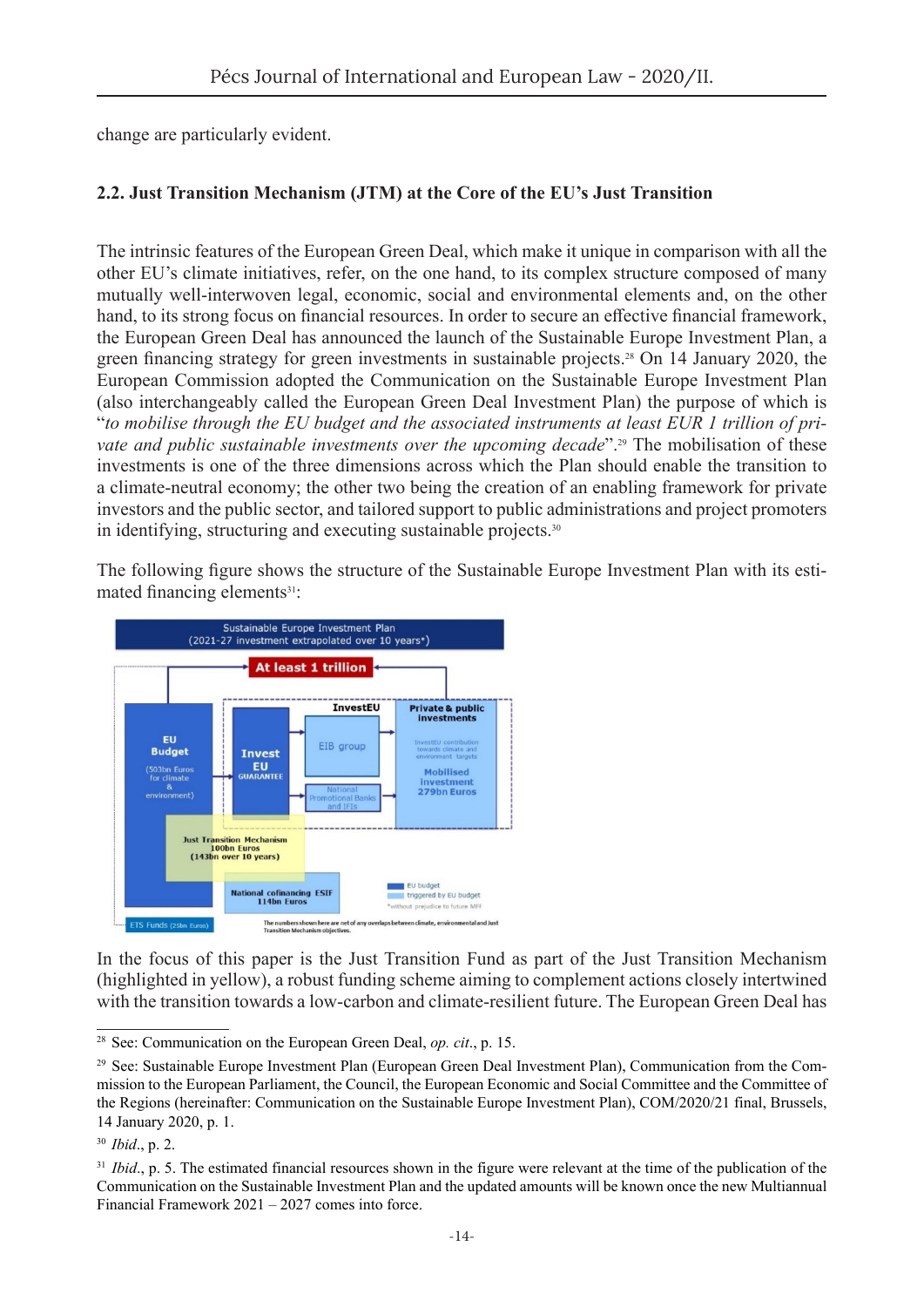change are particularly evident.

### 2.2. Just Transition Mechanism (JTM) at the Core of the EU's Just Transition

The intrinsic features of the European Green Deal, which make it unique in comparison with all the other EU's climate initiatives, refer, on the one hand, to its complex structure composed of many mutually well-interwoven legal, economic, social and environmental elements and, on the other hand, to its strong focus on financial resources. In order to secure an effective financial framework, the European Green Deal has announced the launch of the Sustainable Europe Investment Plan, a green financing strategy for green investments in sustainable projects.[28] On 14 January 2020, the European Commission adopted the Communication on the Sustainable Europe Investment Plan (also interchangeably called the European Green Deal Investment Plan) the purpose of which is "*to mobilise through the EU budget and the associated instruments at least EUR 1 trillion of private and public sustainable investments over the upcoming decade*".[29] The mobilisation of these investments is one of the three dimensions across which the Plan should enable the transition to a climate-neutral economy; the other two being the creation of an enabling framework for private investors and the public sector, and tailored support to public administrations and project promoters in identifying, structuring and executing sustainable projects.[30]

The following figure shows the structure of the Sustainable Europe Investment Plan with its estimated financing elements[31]:

Sustainable Europe Investment Plan (2021-27 investment extrapolated over 10 years*)

At least 1 trillion

EU Budget (503bn Euros for climate & environment)

InvestEU: Invest EU GUARANTEE; EIB group; National Promotional Banks and IFIs

Private & public investments: InvestEU contribution towards climate and environment targets; Mobilised investment 279bn Euros

Just Transition Mechanism 100bn Euros (143bn over 10 years)

National cofinancing ESIF 114bn Euros

ETS Funds (25bn Euros)

EU budget; triggered by EU budget; *without prejudice to future MFF

The numbers shown here are net of any overlaps between climate, environmental and Just Transition Mechanism objectives.

In the focus of this paper is the Just Transition Fund as part of the Just Transition Mechanism (highlighted in yellow), a robust funding scheme aiming to complement actions closely intertwined with the transition towards a low-carbon and climate-resilient future. The European Green Deal has

---

[28] See: Communication on the European Green Deal, *op. cit*., p. 15.

[29] See: Sustainable Europe Investment Plan (European Green Deal Investment Plan), Communication from the Commission to the European Parliament, the Council, the European Economic and Social Committee and the Committee of the Regions (hereinafter: Communication on the Sustainable Europe Investment Plan), COM/2020/21 final, Brussels, 14 January 2020, p. 1.

[30] *Ibid*., p. 2.

[31] *Ibid*., p. 5. The estimated financial resources shown in the figure were relevant at the time of the publication of the Communication on the Sustainable Investment Plan and the updated amounts will be known once the new Multiannual Financial Framework 2021 – 2027 comes into force.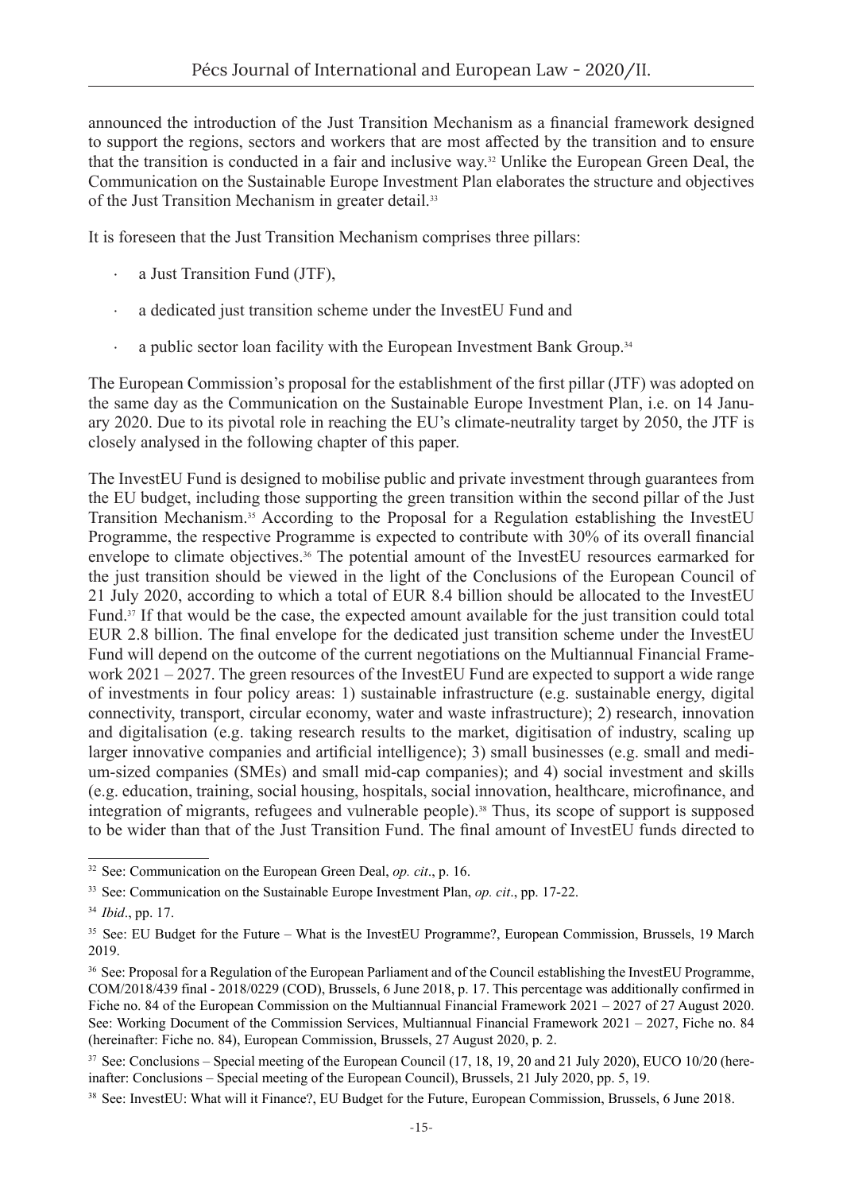announced the introduction of the Just Transition Mechanism as a financial framework designed to support the regions, sectors and workers that are most affected by the transition and to ensure that the transition is conducted in a fair and inclusive way.[32] Unlike the European Green Deal, the Communication on the Sustainable Europe Investment Plan elaborates the structure and objectives of the Just Transition Mechanism in greater detail.[33]

It is foreseen that the Just Transition Mechanism comprises three pillars:

- a Just Transition Fund (JTF),
- a dedicated just transition scheme under the InvestEU Fund and
- a public sector loan facility with the European Investment Bank Group.[34]

The European Commission's proposal for the establishment of the first pillar (JTF) was adopted on the same day as the Communication on the Sustainable Europe Investment Plan, i.e. on 14 January 2020. Due to its pivotal role in reaching the EU's climate-neutrality target by 2050, the JTF is closely analysed in the following chapter of this paper.

The InvestEU Fund is designed to mobilise public and private investment through guarantees from the EU budget, including those supporting the green transition within the second pillar of the Just Transition Mechanism.[35] According to the Proposal for a Regulation establishing the InvestEU Programme, the respective Programme is expected to contribute with 30% of its overall financial envelope to climate objectives.[36] The potential amount of the InvestEU resources earmarked for the just transition should be viewed in the light of the Conclusions of the European Council of 21 July 2020, according to which a total of EUR 8.4 billion should be allocated to the InvestEU Fund.[37] If that would be the case, the expected amount available for the just transition could total EUR 2.8 billion. The final envelope for the dedicated just transition scheme under the InvestEU Fund will depend on the outcome of the current negotiations on the Multiannual Financial Framework 2021 – 2027. The green resources of the InvestEU Fund are expected to support a wide range of investments in four policy areas: 1) sustainable infrastructure (e.g. sustainable energy, digital connectivity, transport, circular economy, water and waste infrastructure); 2) research, innovation and digitalisation (e.g. taking research results to the market, digitisation of industry, scaling up larger innovative companies and artificial intelligence); 3) small businesses (e.g. small and medium-sized companies (SMEs) and small mid-cap companies); and 4) social investment and skills (e.g. education, training, social housing, hospitals, social innovation, healthcare, microfinance, and integration of migrants, refugees and vulnerable people).[38] Thus, its scope of support is supposed to be wider than that of the Just Transition Fund. The final amount of InvestEU funds directed to

---

[32] See: Communication on the European Green Deal, *op. cit*., p. 16.

[33] See: Communication on the Sustainable Europe Investment Plan, *op. cit*., pp. 17-22.

[34] *Ibid*., pp. 17.

[35] See: EU Budget for the Future – What is the InvestEU Programme?, European Commission, Brussels, 19 March 2019.

[36] See: Proposal for a Regulation of the European Parliament and of the Council establishing the InvestEU Programme, COM/2018/439 final - 2018/0229 (COD), Brussels, 6 June 2018, p. 17. This percentage was additionally confirmed in Fiche no. 84 of the European Commission on the Multiannual Financial Framework 2021 – 2027 of 27 August 2020. See: Working Document of the Commission Services, Multiannual Financial Framework 2021 – 2027, Fiche no. 84 (hereinafter: Fiche no. 84), European Commission, Brussels, 27 August 2020, p. 2.

[37] See: Conclusions – Special meeting of the European Council (17, 18, 19, 20 and 21 July 2020), EUCO 10/20 (hereinafter: Conclusions – Special meeting of the European Council), Brussels, 21 July 2020, pp. 5, 19.

[38] See: InvestEU: What will it Finance?, EU Budget for the Future, European Commission, Brussels, 6 June 2018.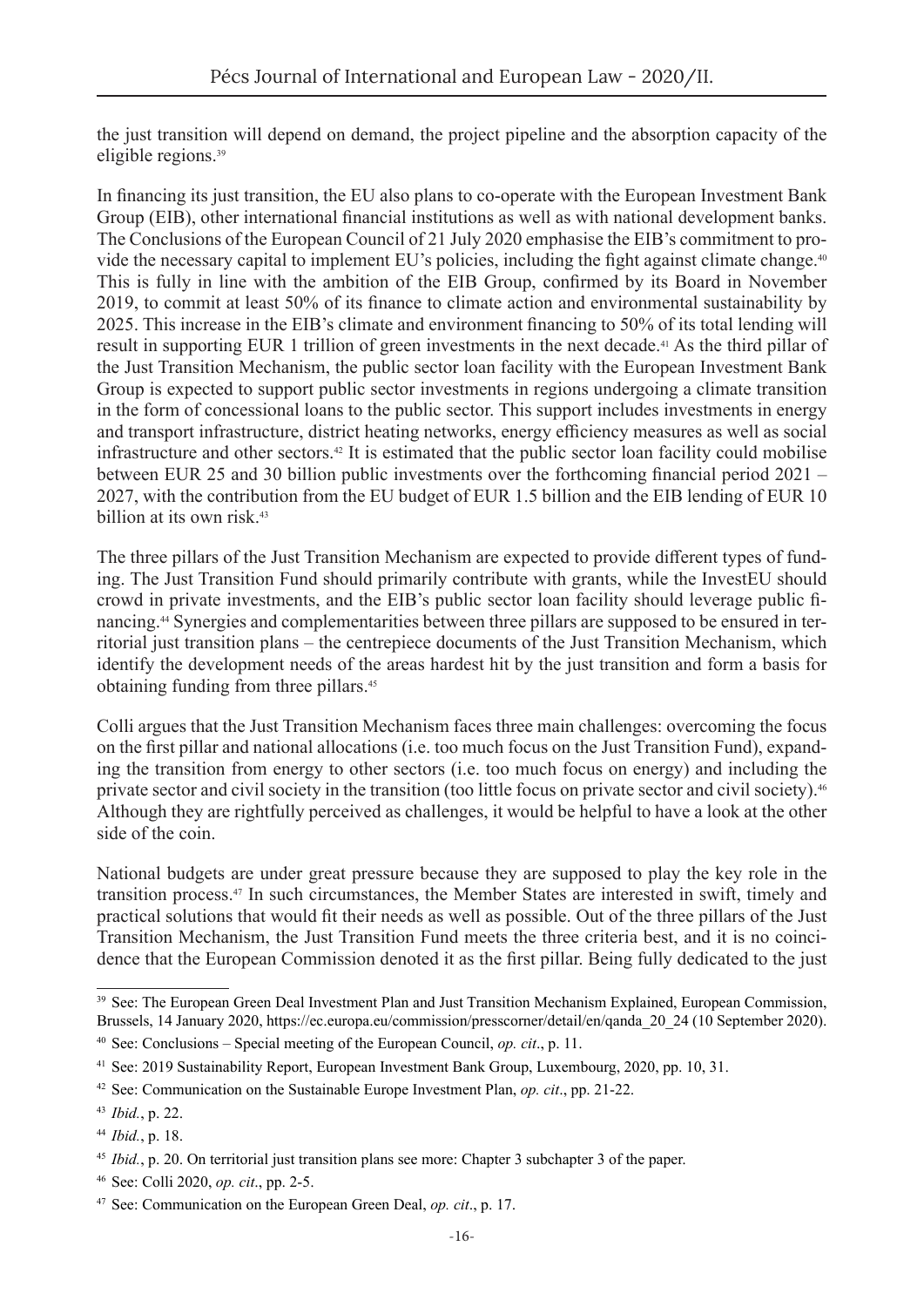the just transition will depend on demand, the project pipeline and the absorption capacity of the eligible regions.[39]

In financing its just transition, the EU also plans to co-operate with the European Investment Bank Group (EIB), other international financial institutions as well as with national development banks. The Conclusions of the European Council of 21 July 2020 emphasise the EIB's commitment to provide the necessary capital to implement EU's policies, including the fight against climate change.[40] This is fully in line with the ambition of the EIB Group, confirmed by its Board in November 2019, to commit at least 50% of its finance to climate action and environmental sustainability by 2025. This increase in the EIB's climate and environment financing to 50% of its total lending will result in supporting EUR 1 trillion of green investments in the next decade.[41] As the third pillar of the Just Transition Mechanism, the public sector loan facility with the European Investment Bank Group is expected to support public sector investments in regions undergoing a climate transition in the form of concessional loans to the public sector. This support includes investments in energy and transport infrastructure, district heating networks, energy efficiency measures as well as social infrastructure and other sectors.[42] It is estimated that the public sector loan facility could mobilise between EUR 25 and 30 billion public investments over the forthcoming financial period 2021 – 2027, with the contribution from the EU budget of EUR 1.5 billion and the EIB lending of EUR 10 billion at its own risk.[43]

The three pillars of the Just Transition Mechanism are expected to provide different types of funding. The Just Transition Fund should primarily contribute with grants, while the InvestEU should crowd in private investments, and the EIB's public sector loan facility should leverage public financing.[44] Synergies and complementarities between three pillars are supposed to be ensured in territorial just transition plans – the centrepiece documents of the Just Transition Mechanism, which identify the development needs of the areas hardest hit by the just transition and form a basis for obtaining funding from three pillars.[45]

Colli argues that the Just Transition Mechanism faces three main challenges: overcoming the focus on the first pillar and national allocations (i.e. too much focus on the Just Transition Fund), expanding the transition from energy to other sectors (i.e. too much focus on energy) and including the private sector and civil society in the transition (too little focus on private sector and civil society).[46] Although they are rightfully perceived as challenges, it would be helpful to have a look at the other side of the coin.

National budgets are under great pressure because they are supposed to play the key role in the transition process.[47] In such circumstances, the Member States are interested in swift, timely and practical solutions that would fit their needs as well as possible. Out of the three pillars of the Just Transition Mechanism, the Just Transition Fund meets the three criteria best, and it is no coincidence that the European Commission denoted it as the first pillar. Being fully dedicated to the just

---

[39] See: The European Green Deal Investment Plan and Just Transition Mechanism Explained, European Commission, Brussels, 14 January 2020, https://ec.europa.eu/commission/presscorner/detail/en/qanda_20_24 (10 September 2020).

[40] See: Conclusions – Special meeting of the European Council, *op. cit*., p. 11.

[41] See: 2019 Sustainability Report, European Investment Bank Group, Luxembourg, 2020, pp. 10, 31.

[42] See: Communication on the Sustainable Europe Investment Plan, *op. cit*., pp. 21-22.

[43] *Ibid.*, p. 22.

[44] *Ibid.*, p. 18.

[45] *Ibid.*, p. 20. On territorial just transition plans see more: Chapter 3 subchapter 3 of the paper.

[46] See: Colli 2020, *op. cit*., pp. 2-5.

[47] See: Communication on the European Green Deal, *op. cit*., p. 17.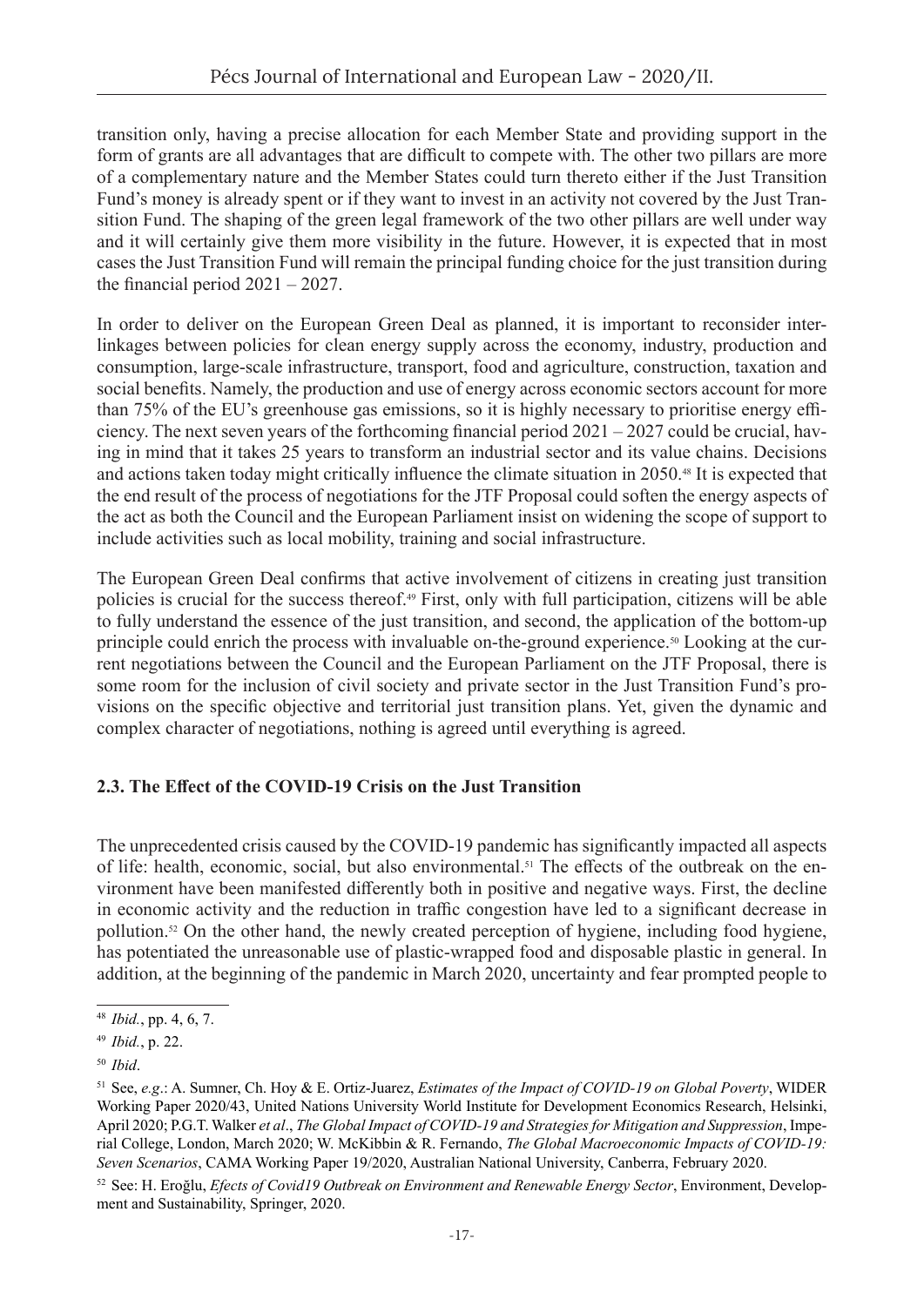transition only, having a precise allocation for each Member State and providing support in the form of grants are all advantages that are difficult to compete with. The other two pillars are more of a complementary nature and the Member States could turn thereto either if the Just Transition Fund's money is already spent or if they want to invest in an activity not covered by the Just Transition Fund. The shaping of the green legal framework of the two other pillars are well under way and it will certainly give them more visibility in the future. However, it is expected that in most cases the Just Transition Fund will remain the principal funding choice for the just transition during the financial period 2021 – 2027.

In order to deliver on the European Green Deal as planned, it is important to reconsider interlinkages between policies for clean energy supply across the economy, industry, production and consumption, large-scale infrastructure, transport, food and agriculture, construction, taxation and social benefits. Namely, the production and use of energy across economic sectors account for more than 75% of the EU's greenhouse gas emissions, so it is highly necessary to prioritise energy efficiency. The next seven years of the forthcoming financial period 2021 – 2027 could be crucial, having in mind that it takes 25 years to transform an industrial sector and its value chains. Decisions and actions taken today might critically influence the climate situation in 2050.[48] It is expected that the end result of the process of negotiations for the JTF Proposal could soften the energy aspects of the act as both the Council and the European Parliament insist on widening the scope of support to include activities such as local mobility, training and social infrastructure.

The European Green Deal confirms that active involvement of citizens in creating just transition policies is crucial for the success thereof.[49] First, only with full participation, citizens will be able to fully understand the essence of the just transition, and second, the application of the bottom-up principle could enrich the process with invaluable on-the-ground experience.[50] Looking at the current negotiations between the Council and the European Parliament on the JTF Proposal, there is some room for the inclusion of civil society and private sector in the Just Transition Fund's provisions on the specific objective and territorial just transition plans. Yet, given the dynamic and complex character of negotiations, nothing is agreed until everything is agreed.

### 2.3. The Effect of the COVID-19 Crisis on the Just Transition

The unprecedented crisis caused by the COVID-19 pandemic has significantly impacted all aspects of life: health, economic, social, but also environmental.[51] The effects of the outbreak on the environment have been manifested differently both in positive and negative ways. First, the decline in economic activity and the reduction in traffic congestion have led to a significant decrease in pollution.[52] On the other hand, the newly created perception of hygiene, including food hygiene, has potentiated the unreasonable use of plastic-wrapped food and disposable plastic in general. In addition, at the beginning of the pandemic in March 2020, uncertainty and fear prompted people to

---

[48] *Ibid.*, pp. 4, 6, 7.

[49] *Ibid.*, p. 22.

[50] *Ibid*.

[51] See, *e.g*.: A. Sumner, Ch. Hoy & E. Ortiz-Juarez, *Estimates of the Impact of COVID-19 on Global Poverty*, WIDER Working Paper 2020/43, United Nations University World Institute for Development Economics Research, Helsinki, April 2020; P.G.T. Walker *et al*., *The Global Impact of COVID-19 and Strategies for Mitigation and Suppression*, Imperial College, London, March 2020; W. McKibbin & R. Fernando, *The Global Macroeconomic Impacts of COVID-19: Seven Scenarios*, CAMA Working Paper 19/2020, Australian National University, Canberra, February 2020.

[52] See: H. Eroğlu, *Efects of Covid19 Outbreak on Environment and Renewable Energy Sector*, Environment, Development and Sustainability, Springer, 2020.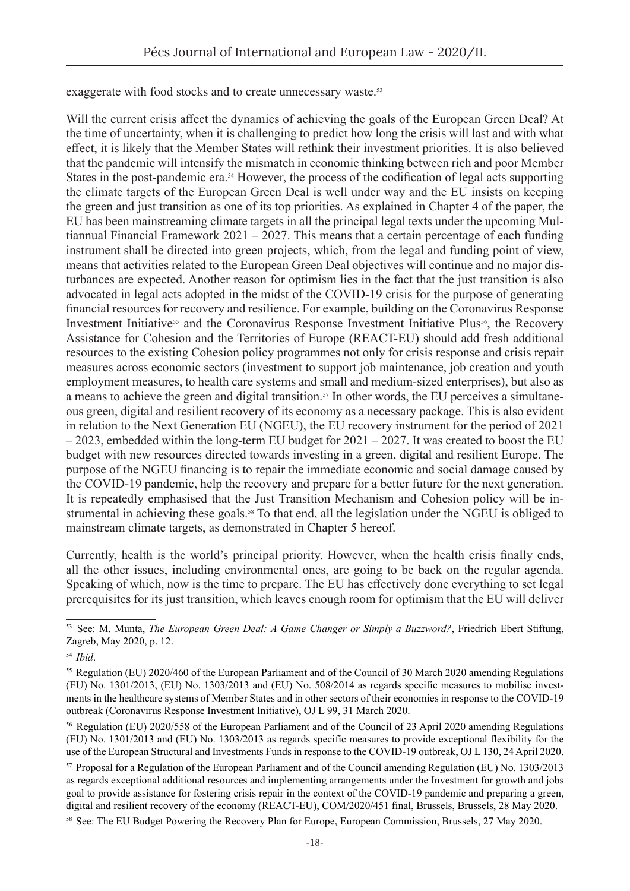exaggerate with food stocks and to create unnecessary waste.[53]

Will the current crisis affect the dynamics of achieving the goals of the European Green Deal? At the time of uncertainty, when it is challenging to predict how long the crisis will last and with what effect, it is likely that the Member States will rethink their investment priorities. It is also believed that the pandemic will intensify the mismatch in economic thinking between rich and poor Member States in the post-pandemic era.[54] However, the process of the codification of legal acts supporting the climate targets of the European Green Deal is well under way and the EU insists on keeping the green and just transition as one of its top priorities. As explained in Chapter 4 of the paper, the EU has been mainstreaming climate targets in all the principal legal texts under the upcoming Multiannual Financial Framework 2021 – 2027. This means that a certain percentage of each funding instrument shall be directed into green projects, which, from the legal and funding point of view, means that activities related to the European Green Deal objectives will continue and no major disturbances are expected. Another reason for optimism lies in the fact that the just transition is also advocated in legal acts adopted in the midst of the COVID-19 crisis for the purpose of generating financial resources for recovery and resilience. For example, building on the Coronavirus Response Investment Initiative[55] and the Coronavirus Response Investment Initiative Plus[56], the Recovery Assistance for Cohesion and the Territories of Europe (REACT-EU) should add fresh additional resources to the existing Cohesion policy programmes not only for crisis response and crisis repair measures across economic sectors (investment to support job maintenance, job creation and youth employment measures, to health care systems and small and medium-sized enterprises), but also as a means to achieve the green and digital transition.[57] In other words, the EU perceives a simultaneous green, digital and resilient recovery of its economy as a necessary package. This is also evident in relation to the Next Generation EU (NGEU), the EU recovery instrument for the period of 2021 – 2023, embedded within the long-term EU budget for 2021 – 2027. It was created to boost the EU budget with new resources directed towards investing in a green, digital and resilient Europe. The purpose of the NGEU financing is to repair the immediate economic and social damage caused by the COVID-19 pandemic, help the recovery and prepare for a better future for the next generation. It is repeatedly emphasised that the Just Transition Mechanism and Cohesion policy will be instrumental in achieving these goals.[58] To that end, all the legislation under the NGEU is obliged to mainstream climate targets, as demonstrated in Chapter 5 hereof.

Currently, health is the world's principal priority. However, when the health crisis finally ends, all the other issues, including environmental ones, are going to be back on the regular agenda. Speaking of which, now is the time to prepare. The EU has effectively done everything to set legal prerequisites for its just transition, which leaves enough room for optimism that the EU will deliver

---

[53] See: M. Munta, *The European Green Deal: A Game Changer or Simply a Buzzword?*, Friedrich Ebert Stiftung, Zagreb, May 2020, p. 12.

[54] *Ibid*.

[55] Regulation (EU) 2020/460 of the European Parliament and of the Council of 30 March 2020 amending Regulations (EU) No. 1301/2013, (EU) No. 1303/2013 and (EU) No. 508/2014 as regards specific measures to mobilise investments in the healthcare systems of Member States and in other sectors of their economies in response to the COVID-19 outbreak (Coronavirus Response Investment Initiative), OJ L 99, 31 March 2020.

[56] Regulation (EU) 2020/558 of the European Parliament and of the Council of 23 April 2020 amending Regulations (EU) No. 1301/2013 and (EU) No. 1303/2013 as regards specific measures to provide exceptional flexibility for the use of the European Structural and Investments Funds in response to the COVID-19 outbreak, OJ L 130, 24 April 2020.

[57] Proposal for a Regulation of the European Parliament and of the Council amending Regulation (EU) No. 1303/2013 as regards exceptional additional resources and implementing arrangements under the Investment for growth and jobs goal to provide assistance for fostering crisis repair in the context of the COVID-19 pandemic and preparing a green, digital and resilient recovery of the economy (REACT-EU), COM/2020/451 final, Brussels, Brussels, 28 May 2020.

[58] See: The EU Budget Powering the Recovery Plan for Europe, European Commission, Brussels, 27 May 2020.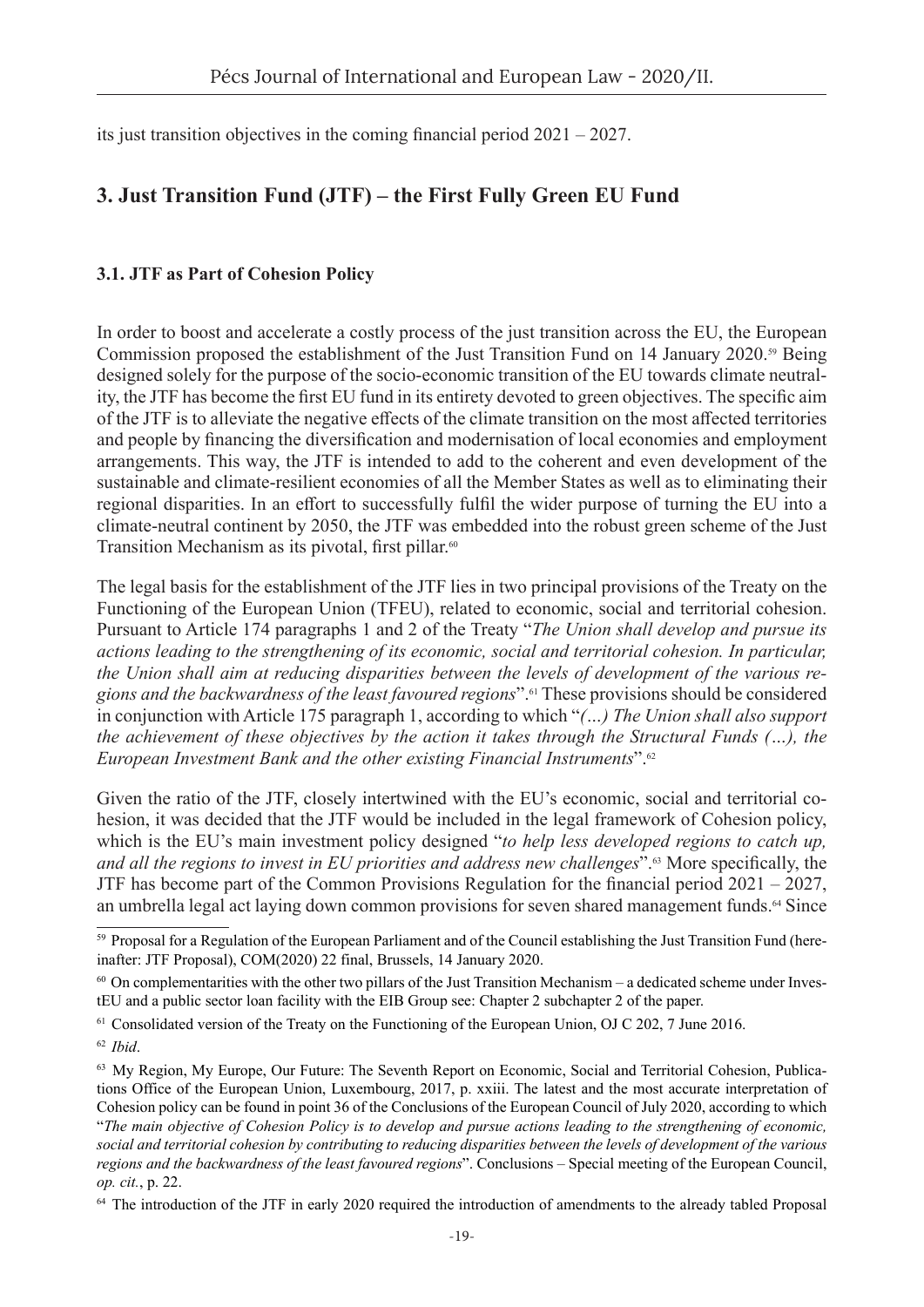its just transition objectives in the coming financial period 2021 – 2027.

## 3. Just Transition Fund (JTF) – the First Fully Green EU Fund

### 3.1. JTF as Part of Cohesion Policy

In order to boost and accelerate a costly process of the just transition across the EU, the European Commission proposed the establishment of the Just Transition Fund on 14 January 2020.[59] Being designed solely for the purpose of the socio-economic transition of the EU towards climate neutrality, the JTF has become the first EU fund in its entirety devoted to green objectives. The specific aim of the JTF is to alleviate the negative effects of the climate transition on the most affected territories and people by financing the diversification and modernisation of local economies and employment arrangements. This way, the JTF is intended to add to the coherent and even development of the sustainable and climate-resilient economies of all the Member States as well as to eliminating their regional disparities. In an effort to successfully fulfil the wider purpose of turning the EU into a climate-neutral continent by 2050, the JTF was embedded into the robust green scheme of the Just Transition Mechanism as its pivotal, first pillar.[60]

The legal basis for the establishment of the JTF lies in two principal provisions of the Treaty on the Functioning of the European Union (TFEU), related to economic, social and territorial cohesion. Pursuant to Article 174 paragraphs 1 and 2 of the Treaty "*The Union shall develop and pursue its actions leading to the strengthening of its economic, social and territorial cohesion. In particular, the Union shall aim at reducing disparities between the levels of development of the various regions and the backwardness of the least favoured regions*".[61] These provisions should be considered in conjunction with Article 175 paragraph 1, according to which "*(…) The Union shall also support the achievement of these objectives by the action it takes through the Structural Funds (…), the European Investment Bank and the other existing Financial Instruments*".[62]

Given the ratio of the JTF, closely intertwined with the EU's economic, social and territorial cohesion, it was decided that the JTF would be included in the legal framework of Cohesion policy, which is the EU's main investment policy designed "*to help less developed regions to catch up, and all the regions to invest in EU priorities and address new challenges*".[63] More specifically, the JTF has become part of the Common Provisions Regulation for the financial period 2021 – 2027, an umbrella legal act laying down common provisions for seven shared management funds.[64] Since

---

[59] Proposal for a Regulation of the European Parliament and of the Council establishing the Just Transition Fund (hereinafter: JTF Proposal), COM(2020) 22 final, Brussels, 14 January 2020.

[60] On complementarities with the other two pillars of the Just Transition Mechanism – a dedicated scheme under InvestEU and a public sector loan facility with the EIB Group see: Chapter 2 subchapter 2 of the paper.

[61] Consolidated version of the Treaty on the Functioning of the European Union, OJ C 202, 7 June 2016.

[62] *Ibid*.

[63] My Region, My Europe, Our Future: The Seventh Report on Economic, Social and Territorial Cohesion, Publications Office of the European Union, Luxembourg, 2017, p. xxiii. The latest and the most accurate interpretation of Cohesion policy can be found in point 36 of the Conclusions of the European Council of July 2020, according to which "*The main objective of Cohesion Policy is to develop and pursue actions leading to the strengthening of economic, social and territorial cohesion by contributing to reducing disparities between the levels of development of the various regions and the backwardness of the least favoured regions*". Conclusions – Special meeting of the European Council, *op. cit.*, p. 22.

[64] The introduction of the JTF in early 2020 required the introduction of amendments to the already tabled Proposal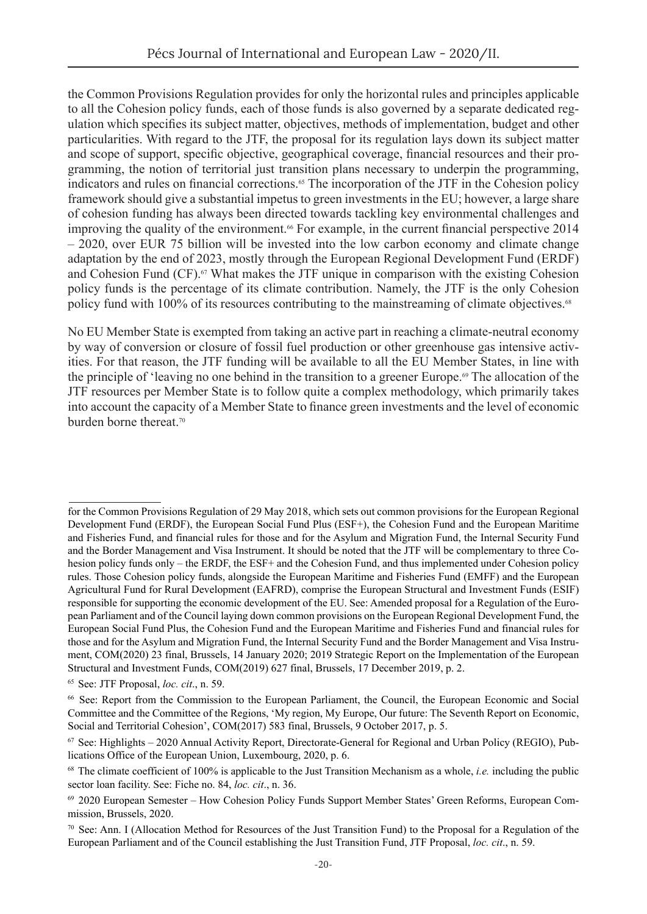the Common Provisions Regulation provides for only the horizontal rules and principles applicable to all the Cohesion policy funds, each of those funds is also governed by a separate dedicated regulation which specifies its subject matter, objectives, methods of implementation, budget and other particularities. With regard to the JTF, the proposal for its regulation lays down its subject matter and scope of support, specific objective, geographical coverage, financial resources and their programming, the notion of territorial just transition plans necessary to underpin the programming, indicators and rules on financial corrections.[65] The incorporation of the JTF in the Cohesion policy framework should give a substantial impetus to green investments in the EU; however, a large share of cohesion funding has always been directed towards tackling key environmental challenges and improving the quality of the environment.[66] For example, in the current financial perspective 2014 – 2020, over EUR 75 billion will be invested into the low carbon economy and climate change adaptation by the end of 2023, mostly through the European Regional Development Fund (ERDF) and Cohesion Fund (CF).[67] What makes the JTF unique in comparison with the existing Cohesion policy funds is the percentage of its climate contribution. Namely, the JTF is the only Cohesion policy fund with 100% of its resources contributing to the mainstreaming of climate objectives.[68]

No EU Member State is exempted from taking an active part in reaching a climate-neutral economy by way of conversion or closure of fossil fuel production or other greenhouse gas intensive activities. For that reason, the JTF funding will be available to all the EU Member States, in line with the principle of 'leaving no one behind in the transition to a greener Europe.[69] The allocation of the JTF resources per Member State is to follow quite a complex methodology, which primarily takes into account the capacity of a Member State to finance green investments and the level of economic burden borne thereat.[70]

---

for the Common Provisions Regulation of 29 May 2018, which sets out common provisions for the European Regional Development Fund (ERDF), the European Social Fund Plus (ESF+), the Cohesion Fund and the European Maritime and Fisheries Fund, and financial rules for those and for the Asylum and Migration Fund, the Internal Security Fund and the Border Management and Visa Instrument. It should be noted that the JTF will be complementary to three Cohesion policy funds only – the ERDF, the ESF+ and the Cohesion Fund, and thus implemented under Cohesion policy rules. Those Cohesion policy funds, alongside the European Maritime and Fisheries Fund (EMFF) and the European Agricultural Fund for Rural Development (EAFRD), comprise the European Structural and Investment Funds (ESIF) responsible for supporting the economic development of the EU. See: Amended proposal for a Regulation of the European Parliament and of the Council laying down common provisions on the European Regional Development Fund, the European Social Fund Plus, the Cohesion Fund and the European Maritime and Fisheries Fund and financial rules for those and for the Asylum and Migration Fund, the Internal Security Fund and the Border Management and Visa Instrument, COM(2020) 23 final, Brussels, 14 January 2020; 2019 Strategic Report on the Implementation of the European Structural and Investment Funds, COM(2019) 627 final, Brussels, 17 December 2019, p. 2.

[65] See: JTF Proposal, *loc. cit*., n. 59.

[66] See: Report from the Commission to the European Parliament, the Council, the European Economic and Social Committee and the Committee of the Regions, 'My region, My Europe, Our future: The Seventh Report on Economic, Social and Territorial Cohesion', COM(2017) 583 final, Brussels, 9 October 2017, p. 5.

[67] See: Highlights – 2020 Annual Activity Report, Directorate-General for Regional and Urban Policy (REGIO), Publications Office of the European Union, Luxembourg, 2020, p. 6.

[68] The climate coefficient of 100% is applicable to the Just Transition Mechanism as a whole, *i.e.* including the public sector loan facility. See: Fiche no. 84, *loc. cit*., n. 36.

[69] 2020 European Semester – How Cohesion Policy Funds Support Member States' Green Reforms, European Commission, Brussels, 2020.

[70] See: Ann. I (Allocation Method for Resources of the Just Transition Fund) to the Proposal for a Regulation of the European Parliament and of the Council establishing the Just Transition Fund, JTF Proposal, *loc. cit*., n. 59.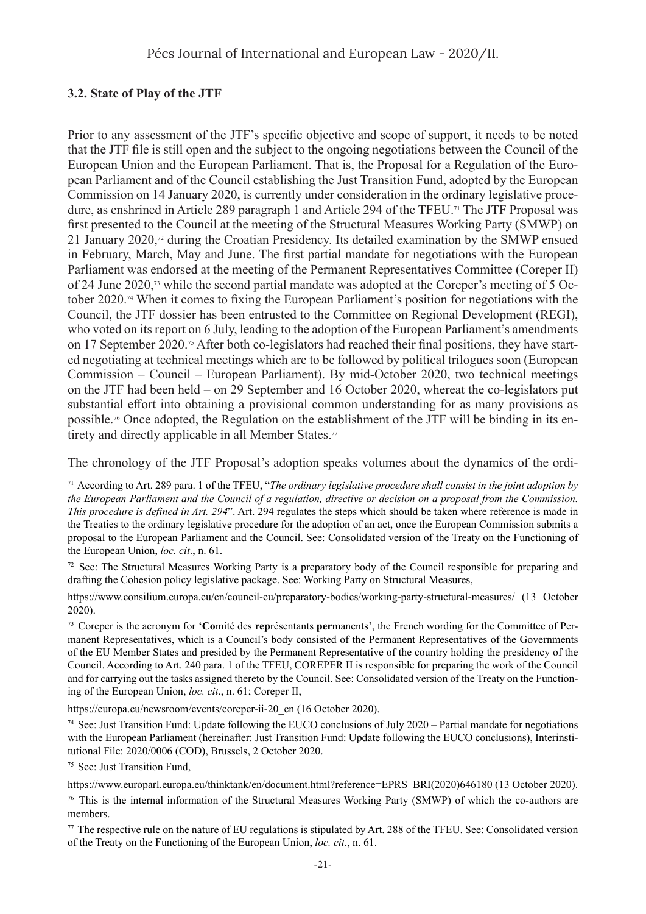### 3.2. State of Play of the JTF

Prior to any assessment of the JTF's specific objective and scope of support, it needs to be noted that the JTF file is still open and the subject to the ongoing negotiations between the Council of the European Union and the European Parliament. That is, the Proposal for a Regulation of the European Parliament and of the Council establishing the Just Transition Fund, adopted by the European Commission on 14 January 2020, is currently under consideration in the ordinary legislative procedure, as enshrined in Article 289 paragraph 1 and Article 294 of the TFEU.[71] The JTF Proposal was first presented to the Council at the meeting of the Structural Measures Working Party (SMWP) on 21 January 2020,[72] during the Croatian Presidency. Its detailed examination by the SMWP ensued in February, March, May and June. The first partial mandate for negotiations with the European Parliament was endorsed at the meeting of the Permanent Representatives Committee (Coreper II) of 24 June 2020,[73] while the second partial mandate was adopted at the Coreper's meeting of 5 October 2020.[74] When it comes to fixing the European Parliament's position for negotiations with the Council, the JTF dossier has been entrusted to the Committee on Regional Development (REGI), who voted on its report on 6 July, leading to the adoption of the European Parliament's amendments on 17 September 2020.[75] After both co-legislators had reached their final positions, they have started negotiating at technical meetings which are to be followed by political trilogues soon (European Commission – Council – European Parliament). By mid-October 2020, two technical meetings on the JTF had been held – on 29 September and 16 October 2020, whereat the co-legislators put substantial effort into obtaining a provisional common understanding for as many provisions as possible.[76] Once adopted, the Regulation on the establishment of the JTF will be binding in its entirety and directly applicable in all Member States.[77]

The chronology of the JTF Proposal's adoption speaks volumes about the dynamics of the ordi-

---

[71] According to Art. 289 para. 1 of the TFEU, "*The ordinary legislative procedure shall consist in the joint adoption by the European Parliament and the Council of a regulation, directive or decision on a proposal from the Commission. This procedure is defined in Art. 294*". Art. 294 regulates the steps which should be taken where reference is made in the Treaties to the ordinary legislative procedure for the adoption of an act, once the European Commission submits a proposal to the European Parliament and the Council. See: Consolidated version of the Treaty on the Functioning of the European Union, *loc. cit*., n. 61.

[72] See: The Structural Measures Working Party is a preparatory body of the Council responsible for preparing and drafting the Cohesion policy legislative package. See: Working Party on Structural Measures,

https://www.consilium.europa.eu/en/council-eu/preparatory-bodies/working-party-structural-measures/ (13 October 2020).

[73] Coreper is the acronym for '**Co**mité des **rep**résentants **per**manents', the French wording for the Committee of Permanent Representatives, which is a Council's body consisted of the Permanent Representatives of the Governments of the EU Member States and presided by the Permanent Representative of the country holding the presidency of the Council. According to Art. 240 para. 1 of the TFEU, COREPER II is responsible for preparing the work of the Council and for carrying out the tasks assigned thereto by the Council. See: Consolidated version of the Treaty on the Functioning of the European Union, *loc. cit*., n. 61; Coreper II,

https://europa.eu/newsroom/events/coreper-ii-20_en (16 October 2020).

[74] See: Just Transition Fund: Update following the EUCO conclusions of July 2020 – Partial mandate for negotiations with the European Parliament (hereinafter: Just Transition Fund: Update following the EUCO conclusions), Interinstitutional File: 2020/0006 (COD), Brussels, 2 October 2020.

[75] See: Just Transition Fund,

https://www.europarl.europa.eu/thinktank/en/document.html?reference=EPRS_BRI(2020)646180 (13 October 2020).

[76] This is the internal information of the Structural Measures Working Party (SMWP) of which the co-authors are members.

[77] The respective rule on the nature of EU regulations is stipulated by Art. 288 of the TFEU. See: Consolidated version of the Treaty on the Functioning of the European Union, *loc. cit*., n. 61.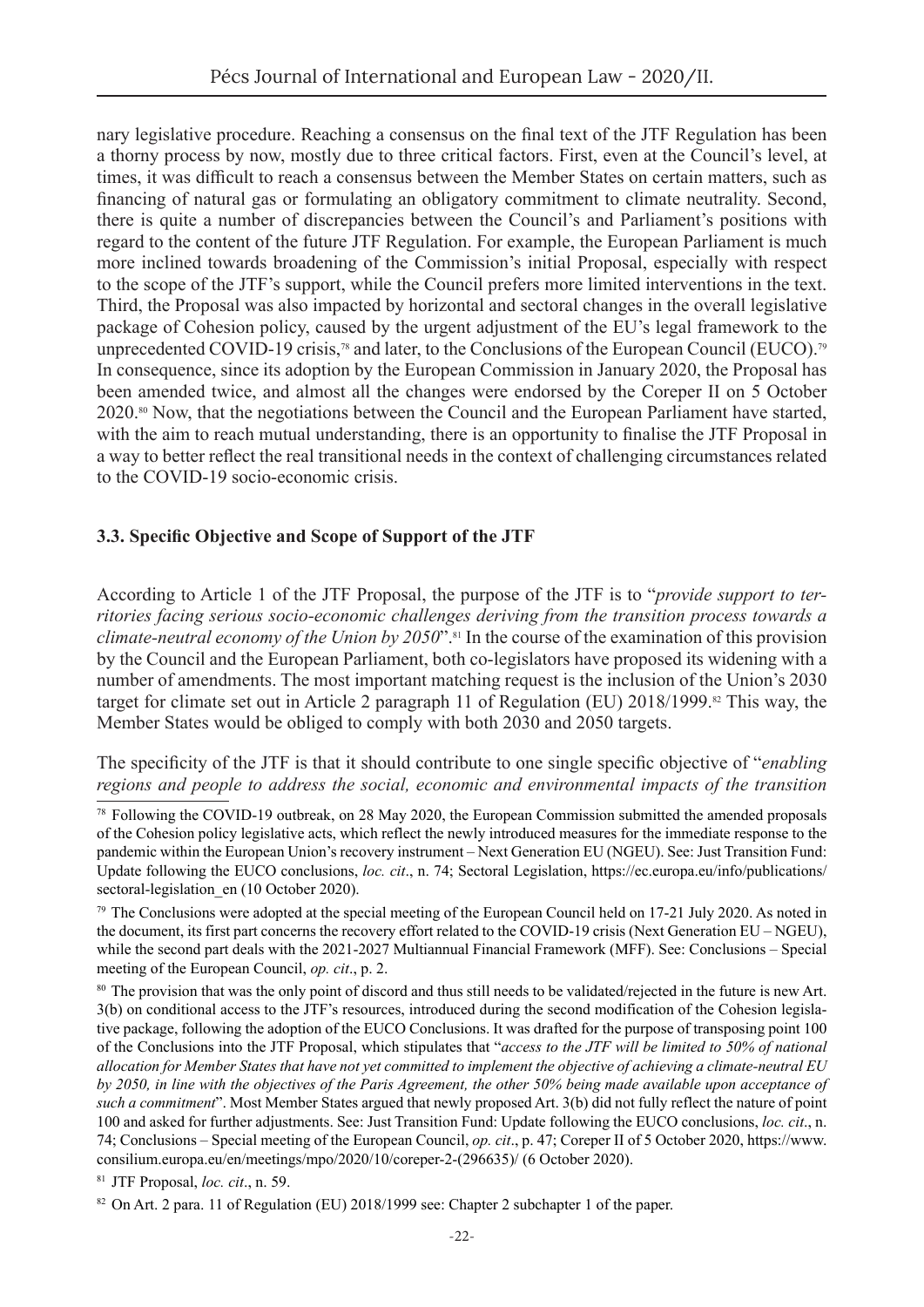nary legislative procedure. Reaching a consensus on the final text of the JTF Regulation has been a thorny process by now, mostly due to three critical factors. First, even at the Council's level, at times, it was difficult to reach a consensus between the Member States on certain matters, such as financing of natural gas or formulating an obligatory commitment to climate neutrality. Second, there is quite a number of discrepancies between the Council's and Parliament's positions with regard to the content of the future JTF Regulation. For example, the European Parliament is much more inclined towards broadening of the Commission's initial Proposal, especially with respect to the scope of the JTF's support, while the Council prefers more limited interventions in the text. Third, the Proposal was also impacted by horizontal and sectoral changes in the overall legislative package of Cohesion policy, caused by the urgent adjustment of the EU's legal framework to the unprecedented COVID-19 crisis,[78] and later, to the Conclusions of the European Council (EUCO).[79] In consequence, since its adoption by the European Commission in January 2020, the Proposal has been amended twice, and almost all the changes were endorsed by the Coreper II on 5 October 2020.[80] Now, that the negotiations between the Council and the European Parliament have started, with the aim to reach mutual understanding, there is an opportunity to finalise the JTF Proposal in a way to better reflect the real transitional needs in the context of challenging circumstances related to the COVID-19 socio-economic crisis.

### 3.3. Specific Objective and Scope of Support of the JTF

According to Article 1 of the JTF Proposal, the purpose of the JTF is to "*provide support to territories facing serious socio-economic challenges deriving from the transition process towards a climate-neutral economy of the Union by 2050*".[81] In the course of the examination of this provision by the Council and the European Parliament, both co-legislators have proposed its widening with a number of amendments. The most important matching request is the inclusion of the Union's 2030 target for climate set out in Article 2 paragraph 11 of Regulation (EU) 2018/1999.[82] This way, the Member States would be obliged to comply with both 2030 and 2050 targets.

The specificity of the JTF is that it should contribute to one single specific objective of "*enabling regions and people to address the social, economic and environmental impacts of the transition*

---

[78] Following the COVID-19 outbreak, on 28 May 2020, the European Commission submitted the amended proposals of the Cohesion policy legislative acts, which reflect the newly introduced measures for the immediate response to the pandemic within the European Union's recovery instrument – Next Generation EU (NGEU). See: Just Transition Fund: Update following the EUCO conclusions, *loc. cit*., n. 74; Sectoral Legislation, https://ec.europa.eu/info/publications/sectoral-legislation_en (10 October 2020).

[79] The Conclusions were adopted at the special meeting of the European Council held on 17-21 July 2020. As noted in the document, its first part concerns the recovery effort related to the COVID-19 crisis (Next Generation EU – NGEU), while the second part deals with the 2021-2027 Multiannual Financial Framework (MFF). See: Conclusions – Special meeting of the European Council, *op. cit*., p. 2.

[80] The provision that was the only point of discord and thus still needs to be validated/rejected in the future is new Art. 3(b) on conditional access to the JTF's resources, introduced during the second modification of the Cohesion legislative package, following the adoption of the EUCO Conclusions. It was drafted for the purpose of transposing point 100 of the Conclusions into the JTF Proposal, which stipulates that "*access to the JTF will be limited to 50% of national allocation for Member States that have not yet committed to implement the objective of achieving a climate-neutral EU by 2050, in line with the objectives of the Paris Agreement, the other 50% being made available upon acceptance of such a commitment*". Most Member States argued that newly proposed Art. 3(b) did not fully reflect the nature of point 100 and asked for further adjustments. See: Just Transition Fund: Update following the EUCO conclusions, *loc. cit*., n. 74; Conclusions – Special meeting of the European Council, *op. cit*., p. 47; Coreper II of 5 October 2020, https://www.consilium.europa.eu/en/meetings/mpo/2020/10/coreper-2-(296635)/ (6 October 2020).

[81] JTF Proposal, *loc. cit*., n. 59.

[82] On Art. 2 para. 11 of Regulation (EU) 2018/1999 see: Chapter 2 subchapter 1 of the paper.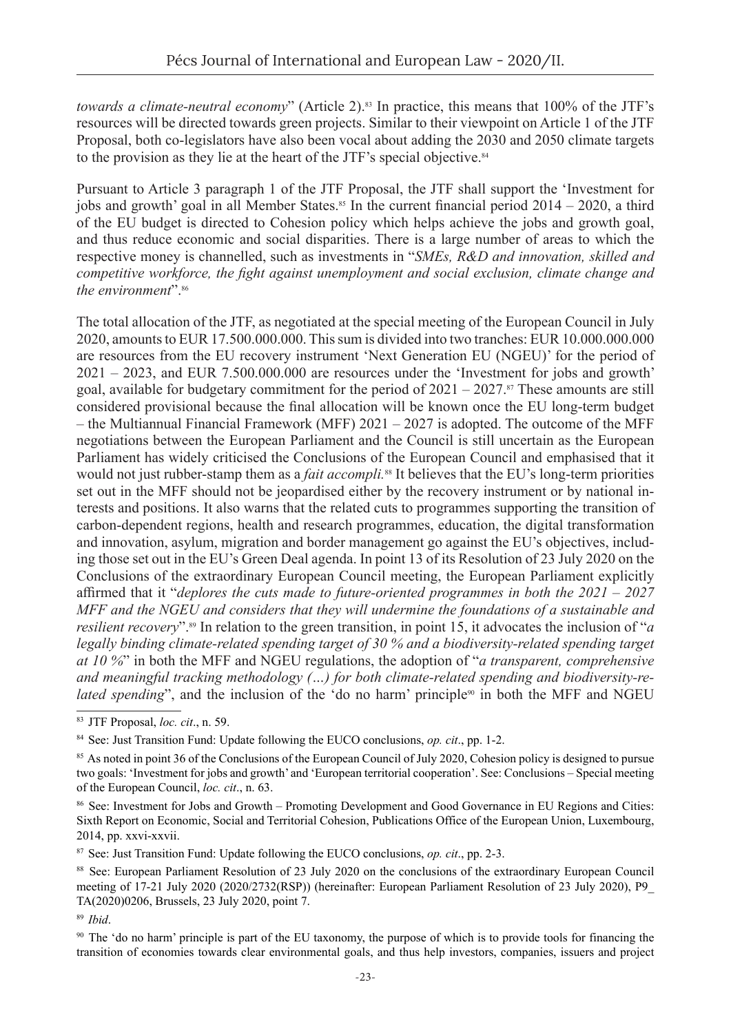*towards a climate-neutral economy*" (Article 2).[83] In practice, this means that 100% of the JTF's resources will be directed towards green projects. Similar to their viewpoint on Article 1 of the JTF Proposal, both co-legislators have also been vocal about adding the 2030 and 2050 climate targets to the provision as they lie at the heart of the JTF's special objective.[84]

Pursuant to Article 3 paragraph 1 of the JTF Proposal, the JTF shall support the 'Investment for jobs and growth' goal in all Member States.[85] In the current financial period 2014 – 2020, a third of the EU budget is directed to Cohesion policy which helps achieve the jobs and growth goal, and thus reduce economic and social disparities. There is a large number of areas to which the respective money is channelled, such as investments in "*SMEs, R&D and innovation, skilled and competitive workforce, the fight against unemployment and social exclusion, climate change and the environment*".[86]

The total allocation of the JTF, as negotiated at the special meeting of the European Council in July 2020, amounts to EUR 17.500.000.000. This sum is divided into two tranches: EUR 10.000.000.000 are resources from the EU recovery instrument 'Next Generation EU (NGEU)' for the period of 2021 – 2023, and EUR 7.500.000.000 are resources under the 'Investment for jobs and growth' goal, available for budgetary commitment for the period of 2021 – 2027.[87] These amounts are still considered provisional because the final allocation will be known once the EU long-term budget – the Multiannual Financial Framework (MFF) 2021 – 2027 is adopted. The outcome of the MFF negotiations between the European Parliament and the Council is still uncertain as the European Parliament has widely criticised the Conclusions of the European Council and emphasised that it would not just rubber-stamp them as a *fait accompli.*[88] It believes that the EU's long-term priorities set out in the MFF should not be jeopardised either by the recovery instrument or by national interests and positions. It also warns that the related cuts to programmes supporting the transition of carbon-dependent regions, health and research programmes, education, the digital transformation and innovation, asylum, migration and border management go against the EU's objectives, including those set out in the EU's Green Deal agenda. In point 13 of its Resolution of 23 July 2020 on the Conclusions of the extraordinary European Council meeting, the European Parliament explicitly affirmed that it "*deplores the cuts made to future-oriented programmes in both the 2021 – 2027 MFF and the NGEU and considers that they will undermine the foundations of a sustainable and resilient recovery*".[89] In relation to the green transition, in point 15, it advocates the inclusion of "*a legally binding climate-related spending target of 30 % and a biodiversity-related spending target at 10 %*" in both the MFF and NGEU regulations, the adoption of "*a transparent, comprehensive and meaningful tracking methodology (…) for both climate-related spending and biodiversity-related spending*", and the inclusion of the 'do no harm' principle[90] in both the MFF and NGEU

---

[83] JTF Proposal, *loc. cit*., n. 59.

[84] See: Just Transition Fund: Update following the EUCO conclusions, *op. cit*., pp. 1-2.

[85] As noted in point 36 of the Conclusions of the European Council of July 2020, Cohesion policy is designed to pursue two goals: 'Investment for jobs and growth' and 'European territorial cooperation'. See: Conclusions – Special meeting of the European Council, *loc. cit*., n. 63.

[86] See: Investment for Jobs and Growth – Promoting Development and Good Governance in EU Regions and Cities: Sixth Report on Economic, Social and Territorial Cohesion, Publications Office of the European Union, Luxembourg, 2014, pp. xxvi-xxvii.

[87] See: Just Transition Fund: Update following the EUCO conclusions, *op. cit*., pp. 2-3.

[88] See: European Parliament Resolution of 23 July 2020 on the conclusions of the extraordinary European Council meeting of 17-21 July 2020 (2020/2732(RSP)) (hereinafter: European Parliament Resolution of 23 July 2020), P9_TA(2020)0206, Brussels, 23 July 2020, point 7.

[89] *Ibid*.

[90] The 'do no harm' principle is part of the EU taxonomy, the purpose of which is to provide tools for financing the transition of economies towards clear environmental goals, and thus help investors, companies, issuers and project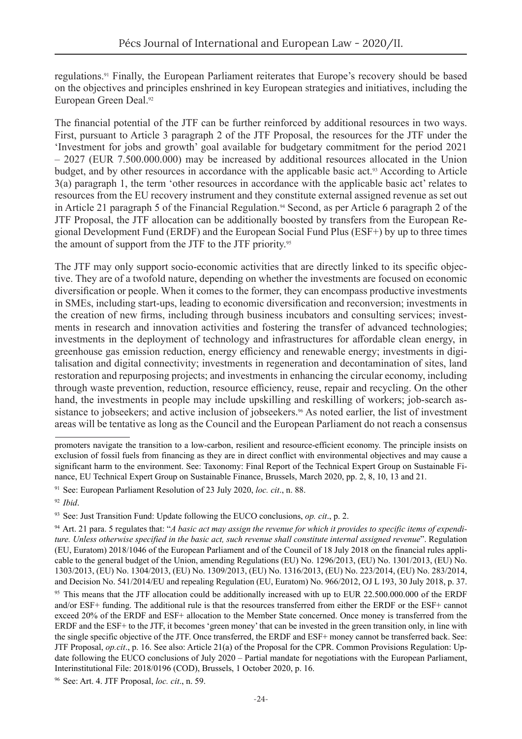regulations.[91] Finally, the European Parliament reiterates that Europe's recovery should be based on the objectives and principles enshrined in key European strategies and initiatives, including the European Green Deal.[92]

The financial potential of the JTF can be further reinforced by additional resources in two ways. First, pursuant to Article 3 paragraph 2 of the JTF Proposal, the resources for the JTF under the 'Investment for jobs and growth' goal available for budgetary commitment for the period 2021 – 2027 (EUR 7.500.000.000) may be increased by additional resources allocated in the Union budget, and by other resources in accordance with the applicable basic act.[93] According to Article 3(a) paragraph 1, the term 'other resources in accordance with the applicable basic act' relates to resources from the EU recovery instrument and they constitute external assigned revenue as set out in Article 21 paragraph 5 of the Financial Regulation.[94] Second, as per Article 6 paragraph 2 of the JTF Proposal, the JTF allocation can be additionally boosted by transfers from the European Regional Development Fund (ERDF) and the European Social Fund Plus (ESF+) by up to three times the amount of support from the JTF to the JTF priority.[95]

The JTF may only support socio-economic activities that are directly linked to its specific objective. They are of a twofold nature, depending on whether the investments are focused on economic diversification or people. When it comes to the former, they can encompass productive investments in SMEs, including start-ups, leading to economic diversification and reconversion; investments in the creation of new firms, including through business incubators and consulting services; investments in research and innovation activities and fostering the transfer of advanced technologies; investments in the deployment of technology and infrastructures for affordable clean energy, in greenhouse gas emission reduction, energy efficiency and renewable energy; investments in digitalisation and digital connectivity; investments in regeneration and decontamination of sites, land restoration and repurposing projects; and investments in enhancing the circular economy, including through waste prevention, reduction, resource efficiency, reuse, repair and recycling. On the other hand, the investments in people may include upskilling and reskilling of workers; job-search assistance to jobseekers; and active inclusion of jobseekers.[96] As noted earlier, the list of investment areas will be tentative as long as the Council and the European Parliament do not reach a consensus

---

promoters navigate the transition to a low-carbon, resilient and resource-efficient economy. The principle insists on exclusion of fossil fuels from financing as they are in direct conflict with environmental objectives and may cause a significant harm to the environment. See: Taxonomy: Final Report of the Technical Expert Group on Sustainable Finance, EU Technical Expert Group on Sustainable Finance, Brussels, March 2020, pp. 2, 8, 10, 13 and 21.

[91] See: European Parliament Resolution of 23 July 2020, *loc. cit*., n. 88.

[92] *Ibid*.

[93] See: Just Transition Fund: Update following the EUCO conclusions, *op. cit*., p. 2.

[94] Art. 21 para. 5 regulates that: "*A basic act may assign the revenue for which it provides to specific items of expenditure. Unless otherwise specified in the basic act, such revenue shall constitute internal assigned revenue*". Regulation (EU, Euratom) 2018/1046 of the European Parliament and of the Council of 18 July 2018 on the financial rules applicable to the general budget of the Union, amending Regulations (EU) No. 1296/2013, (EU) No. 1301/2013, (EU) No. 1303/2013, (EU) No. 1304/2013, (EU) No. 1309/2013, (EU) No. 1316/2013, (EU) No. 223/2014, (EU) No. 283/2014, and Decision No. 541/2014/EU and repealing Regulation (EU, Euratom) No. 966/2012, OJ L 193, 30 July 2018, p. 37.

[95] This means that the JTF allocation could be additionally increased with up to EUR 22.500.000.000 of the ERDF and/or ESF+ funding. The additional rule is that the resources transferred from either the ERDF or the ESF+ cannot exceed 20% of the ERDF and ESF+ allocation to the Member State concerned. Once money is transferred from the ERDF and the ESF+ to the JTF, it becomes 'green money' that can be invested in the green transition only, in line with the single specific objective of the JTF. Once transferred, the ERDF and ESF+ money cannot be transferred back. See: JTF Proposal, *op.cit*., p. 16. See also: Article 21(a) of the Proposal for the CPR. Common Provisions Regulation: Update following the EUCO conclusions of July 2020 – Partial mandate for negotiations with the European Parliament, Interinstitutional File: 2018/0196 (COD), Brussels, 1 October 2020, p. 16.

[96] See: Art. 4. JTF Proposal, *loc. cit*., n. 59.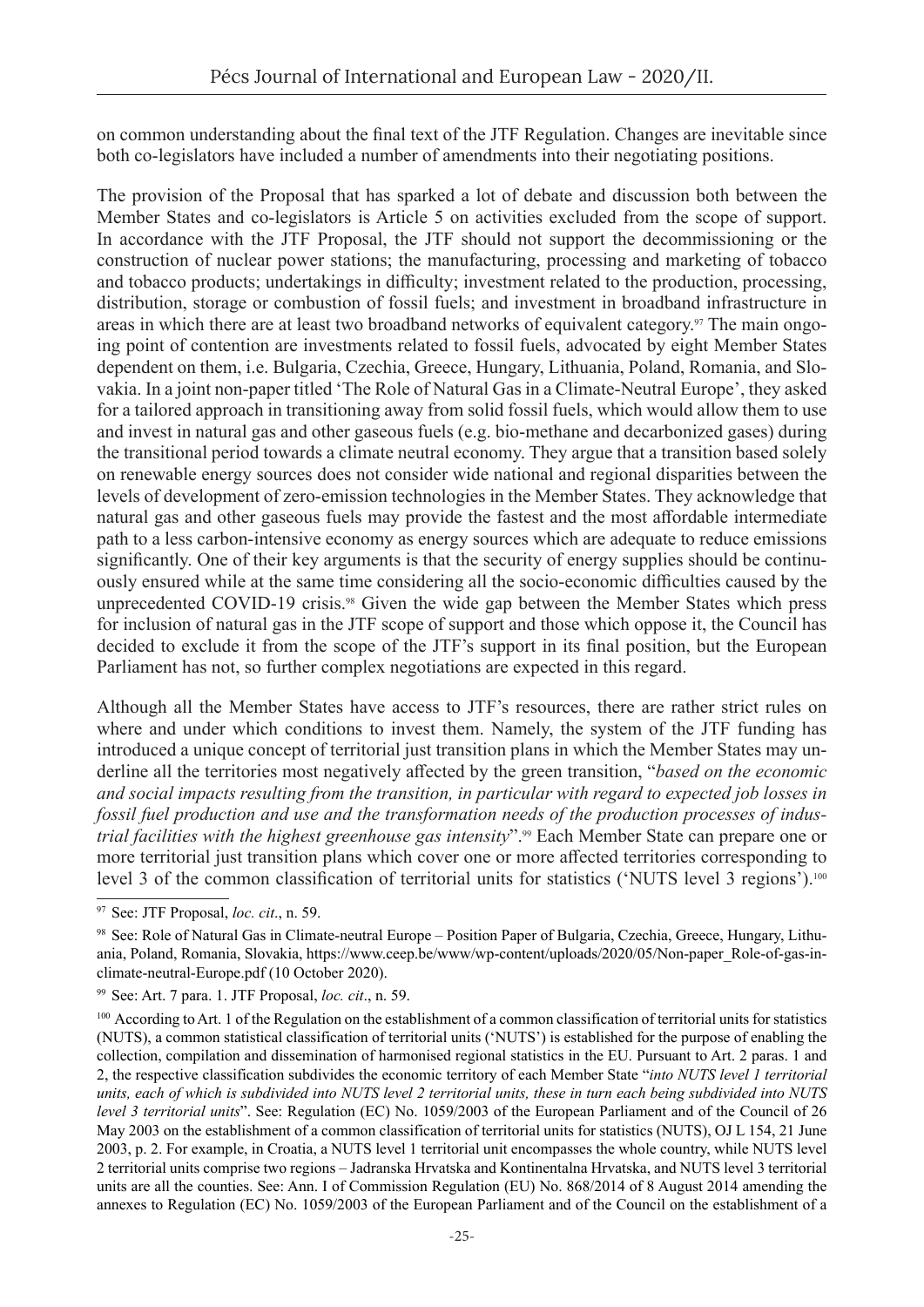on common understanding about the final text of the JTF Regulation. Changes are inevitable since both co-legislators have included a number of amendments into their negotiating positions.

The provision of the Proposal that has sparked a lot of debate and discussion both between the Member States and co-legislators is Article 5 on activities excluded from the scope of support. In accordance with the JTF Proposal, the JTF should not support the decommissioning or the construction of nuclear power stations; the manufacturing, processing and marketing of tobacco and tobacco products; undertakings in difficulty; investment related to the production, processing, distribution, storage or combustion of fossil fuels; and investment in broadband infrastructure in areas in which there are at least two broadband networks of equivalent category.[97] The main ongoing point of contention are investments related to fossil fuels, advocated by eight Member States dependent on them, i.e. Bulgaria, Czechia, Greece, Hungary, Lithuania, Poland, Romania, and Slovakia. In a joint non-paper titled 'The Role of Natural Gas in a Climate-Neutral Europe', they asked for a tailored approach in transitioning away from solid fossil fuels, which would allow them to use and invest in natural gas and other gaseous fuels (e.g. bio-methane and decarbonized gases) during the transitional period towards a climate neutral economy. They argue that a transition based solely on renewable energy sources does not consider wide national and regional disparities between the levels of development of zero-emission technologies in the Member States. They acknowledge that natural gas and other gaseous fuels may provide the fastest and the most affordable intermediate path to a less carbon-intensive economy as energy sources which are adequate to reduce emissions significantly. One of their key arguments is that the security of energy supplies should be continuously ensured while at the same time considering all the socio-economic difficulties caused by the unprecedented COVID-19 crisis.[98] Given the wide gap between the Member States which press for inclusion of natural gas in the JTF scope of support and those which oppose it, the Council has decided to exclude it from the scope of the JTF's support in its final position, but the European Parliament has not, so further complex negotiations are expected in this regard.

Although all the Member States have access to JTF's resources, there are rather strict rules on where and under which conditions to invest them. Namely, the system of the JTF funding has introduced a unique concept of territorial just transition plans in which the Member States may underline all the territories most negatively affected by the green transition, "*based on the economic and social impacts resulting from the transition, in particular with regard to expected job losses in fossil fuel production and use and the transformation needs of the production processes of industrial facilities with the highest greenhouse gas intensity*".[99] Each Member State can prepare one or more territorial just transition plans which cover one or more affected territories corresponding to level 3 of the common classification of territorial units for statistics ('NUTS level 3 regions').[100]

---

[97] See: JTF Proposal, *loc. cit*., n. 59.

[98] See: Role of Natural Gas in Climate-neutral Europe – Position Paper of Bulgaria, Czechia, Greece, Hungary, Lithuania, Poland, Romania, Slovakia, https://www.ceep.be/www/wp-content/uploads/2020/05/Non-paper_Role-of-gas-in-climate-neutral-Europe.pdf (10 October 2020).

[99] See: Art. 7 para. 1. JTF Proposal, *loc. cit*., n. 59.

[100] According to Art. 1 of the Regulation on the establishment of a common classification of territorial units for statistics (NUTS), a common statistical classification of territorial units ('NUTS') is established for the purpose of enabling the collection, compilation and dissemination of harmonised regional statistics in the EU. Pursuant to Art. 2 paras. 1 and 2, the respective classification subdivides the economic territory of each Member State "*into NUTS level 1 territorial units, each of which is subdivided into NUTS level 2 territorial units, these in turn each being subdivided into NUTS level 3 territorial units*". See: Regulation (EC) No. 1059/2003 of the European Parliament and of the Council of 26 May 2003 on the establishment of a common classification of territorial units for statistics (NUTS), OJ L 154, 21 June 2003, p. 2. For example, in Croatia, a NUTS level 1 territorial unit encompasses the whole country, while NUTS level 2 territorial units comprise two regions – Jadranska Hrvatska and Kontinentalna Hrvatska, and NUTS level 3 territorial units are all the counties. See: Ann. I of Commission Regulation (EU) No. 868/2014 of 8 August 2014 amending the annexes to Regulation (EC) No. 1059/2003 of the European Parliament and of the Council on the establishment of a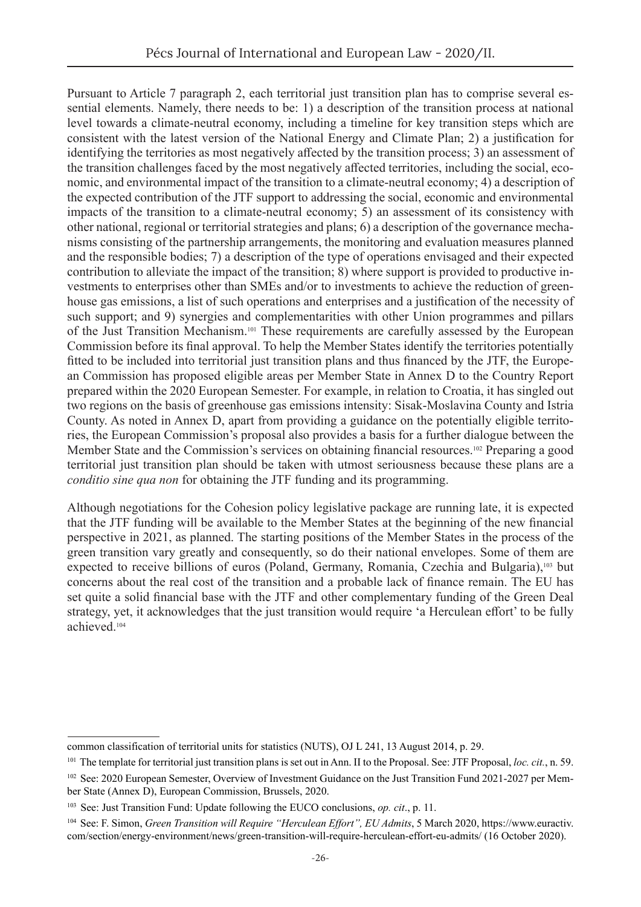Pursuant to Article 7 paragraph 2, each territorial just transition plan has to comprise several essential elements. Namely, there needs to be: 1) a description of the transition process at national level towards a climate-neutral economy, including a timeline for key transition steps which are consistent with the latest version of the National Energy and Climate Plan; 2) a justification for identifying the territories as most negatively affected by the transition process; 3) an assessment of the transition challenges faced by the most negatively affected territories, including the social, economic, and environmental impact of the transition to a climate-neutral economy; 4) a description of the expected contribution of the JTF support to addressing the social, economic and environmental impacts of the transition to a climate-neutral economy; 5) an assessment of its consistency with other national, regional or territorial strategies and plans; 6) a description of the governance mechanisms consisting of the partnership arrangements, the monitoring and evaluation measures planned and the responsible bodies; 7) a description of the type of operations envisaged and their expected contribution to alleviate the impact of the transition; 8) where support is provided to productive investments to enterprises other than SMEs and/or to investments to achieve the reduction of greenhouse gas emissions, a list of such operations and enterprises and a justification of the necessity of such support; and 9) synergies and complementarities with other Union programmes and pillars of the Just Transition Mechanism.[101] These requirements are carefully assessed by the European Commission before its final approval. To help the Member States identify the territories potentially fitted to be included into territorial just transition plans and thus financed by the JTF, the European Commission has proposed eligible areas per Member State in Annex D to the Country Report prepared within the 2020 European Semester. For example, in relation to Croatia, it has singled out two regions on the basis of greenhouse gas emissions intensity: Sisak-Moslavina County and Istria County. As noted in Annex D, apart from providing a guidance on the potentially eligible territories, the European Commission's proposal also provides a basis for a further dialogue between the Member State and the Commission's services on obtaining financial resources.[102] Preparing a good territorial just transition plan should be taken with utmost seriousness because these plans are a *conditio sine qua non* for obtaining the JTF funding and its programming.

Although negotiations for the Cohesion policy legislative package are running late, it is expected that the JTF funding will be available to the Member States at the beginning of the new financial perspective in 2021, as planned. The starting positions of the Member States in the process of the green transition vary greatly and consequently, so do their national envelopes. Some of them are expected to receive billions of euros (Poland, Germany, Romania, Czechia and Bulgaria),[103] but concerns about the real cost of the transition and a probable lack of finance remain. The EU has set quite a solid financial base with the JTF and other complementary funding of the Green Deal strategy, yet, it acknowledges that the just transition would require 'a Herculean effort' to be fully achieved.[104]

---

common classification of territorial units for statistics (NUTS), OJ L 241, 13 August 2014, p. 29.

[101] The template for territorial just transition plans is set out in Ann. II to the Proposal. See: JTF Proposal, *loc. cit.*, n. 59.

[102] See: 2020 European Semester, Overview of Investment Guidance on the Just Transition Fund 2021-2027 per Member State (Annex D), European Commission, Brussels, 2020.

[103] See: Just Transition Fund: Update following the EUCO conclusions, *op. cit*., p. 11.

[104] See: F. Simon, *Green Transition will Require "Herculean Effort", EU Admits*, 5 March 2020, https://www.euractiv.com/section/energy-environment/news/green-transition-will-require-herculean-effort-eu-admits/ (16 October 2020).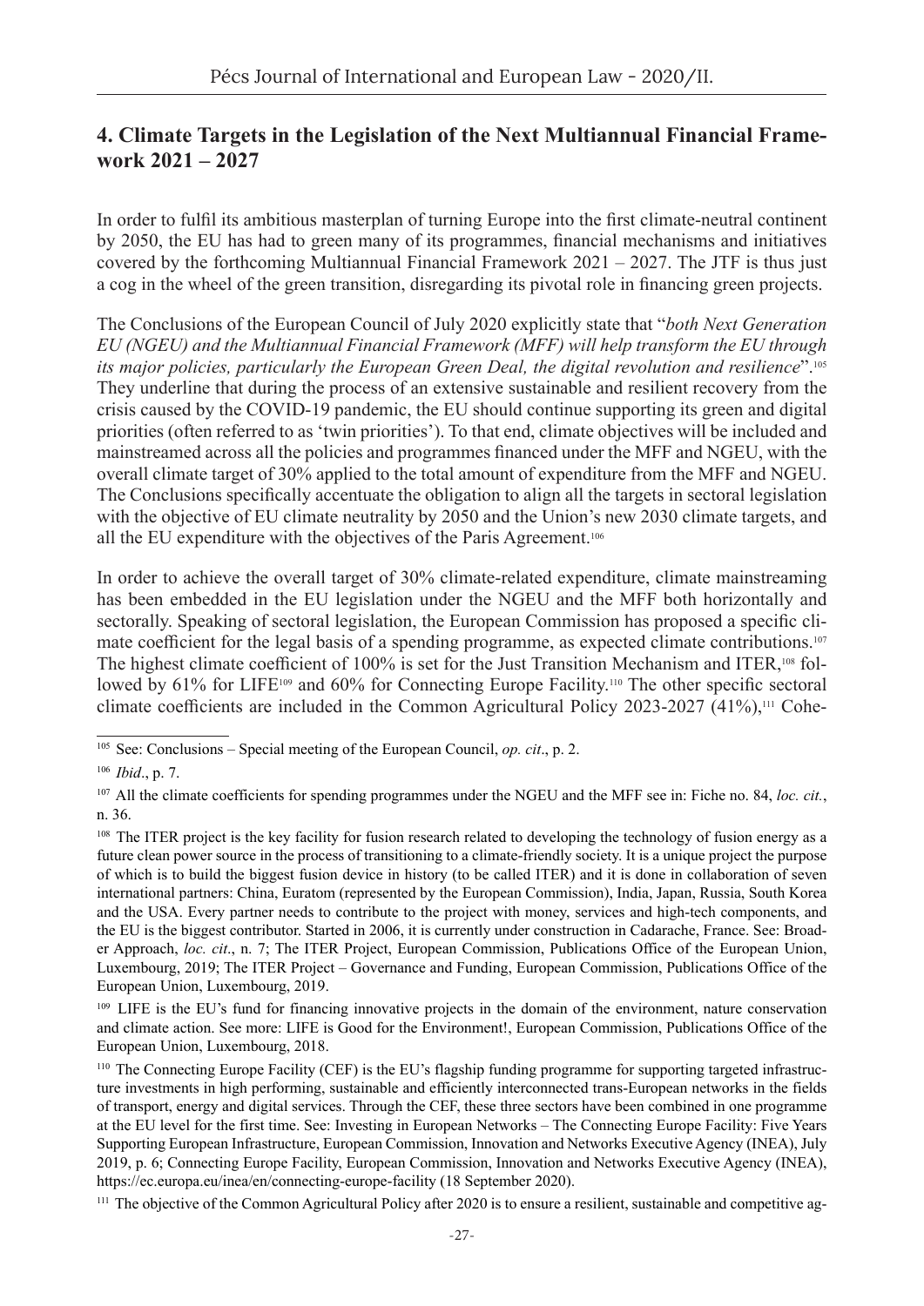## 4. Climate Targets in the Legislation of the Next Multiannual Financial Framework 2021 – 2027

In order to fulfil its ambitious masterplan of turning Europe into the first climate-neutral continent by 2050, the EU has had to green many of its programmes, financial mechanisms and initiatives covered by the forthcoming Multiannual Financial Framework 2021 – 2027. The JTF is thus just a cog in the wheel of the green transition, disregarding its pivotal role in financing green projects.

The Conclusions of the European Council of July 2020 explicitly state that "*both Next Generation EU (NGEU) and the Multiannual Financial Framework (MFF) will help transform the EU through its major policies, particularly the European Green Deal, the digital revolution and resilience*".[105] They underline that during the process of an extensive sustainable and resilient recovery from the crisis caused by the COVID-19 pandemic, the EU should continue supporting its green and digital priorities (often referred to as 'twin priorities'). To that end, climate objectives will be included and mainstreamed across all the policies and programmes financed under the MFF and NGEU, with the overall climate target of 30% applied to the total amount of expenditure from the MFF and NGEU. The Conclusions specifically accentuate the obligation to align all the targets in sectoral legislation with the objective of EU climate neutrality by 2050 and the Union's new 2030 climate targets, and all the EU expenditure with the objectives of the Paris Agreement.[106]

In order to achieve the overall target of 30% climate-related expenditure, climate mainstreaming has been embedded in the EU legislation under the NGEU and the MFF both horizontally and sectorally. Speaking of sectoral legislation, the European Commission has proposed a specific climate coefficient for the legal basis of a spending programme, as expected climate contributions.[107] The highest climate coefficient of 100% is set for the Just Transition Mechanism and ITER,[108] followed by 61% for LIFE[109] and 60% for Connecting Europe Facility.[110] The other specific sectoral climate coefficients are included in the Common Agricultural Policy 2023-2027 (41%),[111] Cohe-

---

[105] See: Conclusions – Special meeting of the European Council, *op. cit*., p. 2.

[106] *Ibid*., p. 7.

[107] All the climate coefficients for spending programmes under the NGEU and the MFF see in: Fiche no. 84, *loc. cit.*, n. 36.

[108] The ITER project is the key facility for fusion research related to developing the technology of fusion energy as a future clean power source in the process of transitioning to a climate-friendly society. It is a unique project the purpose of which is to build the biggest fusion device in history (to be called ITER) and it is done in collaboration of seven international partners: China, Euratom (represented by the European Commission), India, Japan, Russia, South Korea and the USA. Every partner needs to contribute to the project with money, services and high-tech components, and the EU is the biggest contributor. Started in 2006, it is currently under construction in Cadarache, France. See: Broader Approach, *loc. cit*., n. 7; The ITER Project, European Commission, Publications Office of the European Union, Luxembourg, 2019; The ITER Project – Governance and Funding, European Commission, Publications Office of the European Union, Luxembourg, 2019.

[109] LIFE is the EU's fund for financing innovative projects in the domain of the environment, nature conservation and climate action. See more: LIFE is Good for the Environment!, European Commission, Publications Office of the European Union, Luxembourg, 2018.

[110] The Connecting Europe Facility (CEF) is the EU's flagship funding programme for supporting targeted infrastructure investments in high performing, sustainable and efficiently interconnected trans-European networks in the fields of transport, energy and digital services. Through the CEF, these three sectors have been combined in one programme at the EU level for the first time. See: Investing in European Networks – The Connecting Europe Facility: Five Years Supporting European Infrastructure, European Commission, Innovation and Networks Executive Agency (INEA), July 2019, p. 6; Connecting Europe Facility, European Commission, Innovation and Networks Executive Agency (INEA), https://ec.europa.eu/inea/en/connecting-europe-facility (18 September 2020).

[111] The objective of the Common Agricultural Policy after 2020 is to ensure a resilient, sustainable and competitive ag-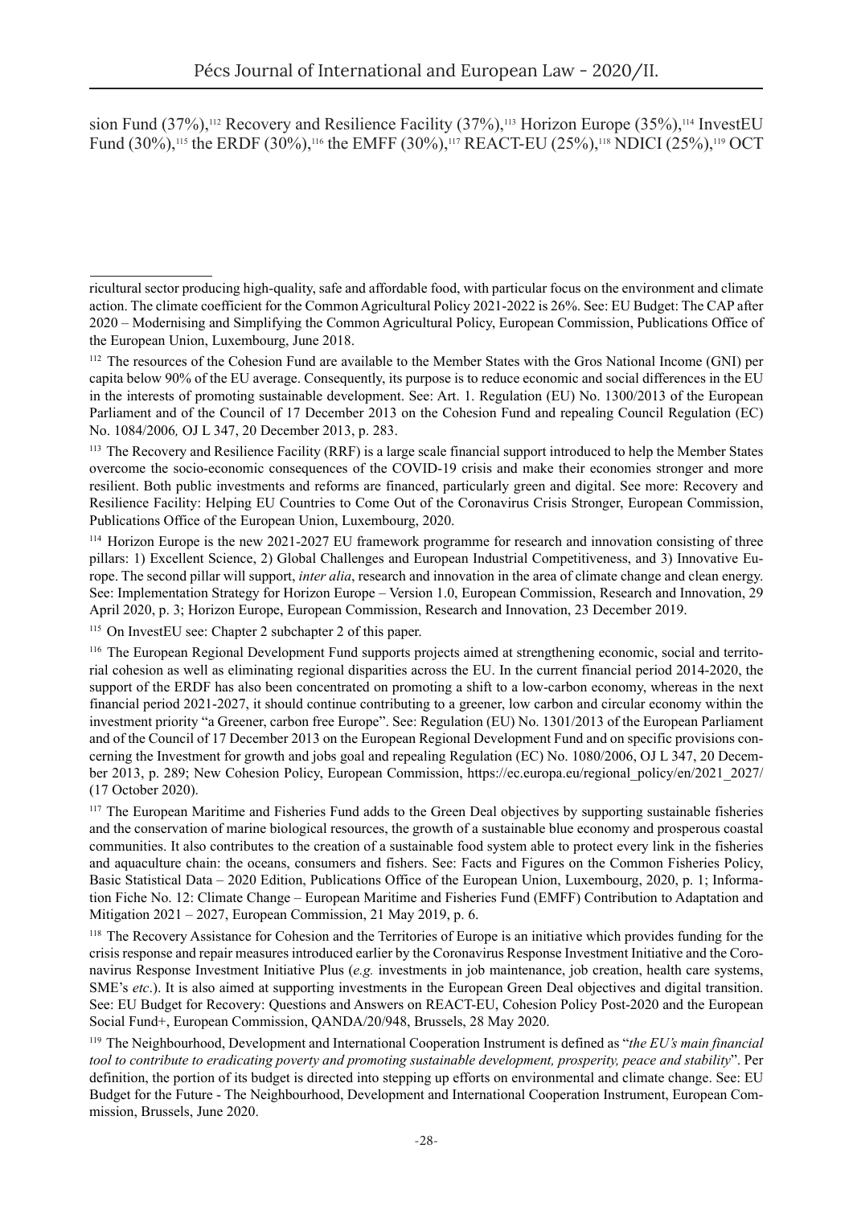sion Fund (37%),[112] Recovery and Resilience Facility (37%),[113] Horizon Europe (35%),[114] InvestEU Fund (30%),[115] the ERDF (30%),[116] the EMFF (30%),[117] REACT-EU (25%),[118] NDICI (25%),[119] OCT

---

ricultural sector producing high-quality, safe and affordable food, with particular focus on the environment and climate action. The climate coefficient for the Common Agricultural Policy 2021-2022 is 26%. See: EU Budget: The CAP after 2020 – Modernising and Simplifying the Common Agricultural Policy, European Commission, Publications Office of the European Union, Luxembourg, June 2018.

[112] The resources of the Cohesion Fund are available to the Member States with the Gros National Income (GNI) per capita below 90% of the EU average. Consequently, its purpose is to reduce economic and social differences in the EU in the interests of promoting sustainable development. See: Art. 1. Regulation (EU) No. 1300/2013 of the European Parliament and of the Council of 17 December 2013 on the Cohesion Fund and repealing Council Regulation (EC) No. 1084/2006*,* OJ L 347, 20 December 2013, p. 283.

[113] The Recovery and Resilience Facility (RRF) is a large scale financial support introduced to help the Member States overcome the socio-economic consequences of the COVID-19 crisis and make their economies stronger and more resilient. Both public investments and reforms are financed, particularly green and digital. See more: Recovery and Resilience Facility: Helping EU Countries to Come Out of the Coronavirus Crisis Stronger, European Commission, Publications Office of the European Union, Luxembourg, 2020.

[114] Horizon Europe is the new 2021-2027 EU framework programme for research and innovation consisting of three pillars: 1) Excellent Science, 2) Global Challenges and European Industrial Competitiveness, and 3) Innovative Europe. The second pillar will support, *inter alia*, research and innovation in the area of climate change and clean energy. See: Implementation Strategy for Horizon Europe – Version 1.0, European Commission, Research and Innovation, 29 April 2020, p. 3; Horizon Europe, European Commission, Research and Innovation, 23 December 2019.

[115] On InvestEU see: Chapter 2 subchapter 2 of this paper.

[116] The European Regional Development Fund supports projects aimed at strengthening economic, social and territorial cohesion as well as eliminating regional disparities across the EU. In the current financial period 2014-2020, the support of the ERDF has also been concentrated on promoting a shift to a low-carbon economy, whereas in the next financial period 2021-2027, it should continue contributing to a greener, low carbon and circular economy within the investment priority "a Greener, carbon free Europe". See: Regulation (EU) No. 1301/2013 of the European Parliament and of the Council of 17 December 2013 on the European Regional Development Fund and on specific provisions concerning the Investment for growth and jobs goal and repealing Regulation (EC) No. 1080/2006, OJ L 347, 20 December 2013, p. 289; New Cohesion Policy, European Commission, https://ec.europa.eu/regional_policy/en/2021_2027/ (17 October 2020).

[117] The European Maritime and Fisheries Fund adds to the Green Deal objectives by supporting sustainable fisheries and the conservation of marine biological resources, the growth of a sustainable blue economy and prosperous coastal communities. It also contributes to the creation of a sustainable food system able to protect every link in the fisheries and aquaculture chain: the oceans, consumers and fishers. See: Facts and Figures on the Common Fisheries Policy, Basic Statistical Data – 2020 Edition, Publications Office of the European Union, Luxembourg, 2020, p. 1; Information Fiche No. 12: Climate Change – European Maritime and Fisheries Fund (EMFF) Contribution to Adaptation and Mitigation 2021 – 2027, European Commission, 21 May 2019, p. 6.

[118] The Recovery Assistance for Cohesion and the Territories of Europe is an initiative which provides funding for the crisis response and repair measures introduced earlier by the Coronavirus Response Investment Initiative and the Coronavirus Response Investment Initiative Plus (*e.g.* investments in job maintenance, job creation, health care systems, SME's *etc*.). It is also aimed at supporting investments in the European Green Deal objectives and digital transition. See: EU Budget for Recovery: Questions and Answers on REACT-EU, Cohesion Policy Post-2020 and the European Social Fund+, European Commission, QANDA/20/948, Brussels, 28 May 2020.

[119] The Neighbourhood, Development and International Cooperation Instrument is defined as "*the EU's main financial tool to contribute to eradicating poverty and promoting sustainable development, prosperity, peace and stability*". Per definition, the portion of its budget is directed into stepping up efforts on environmental and climate change. See: EU Budget for the Future - The Neighbourhood, Development and International Cooperation Instrument, European Commission, Brussels, June 2020.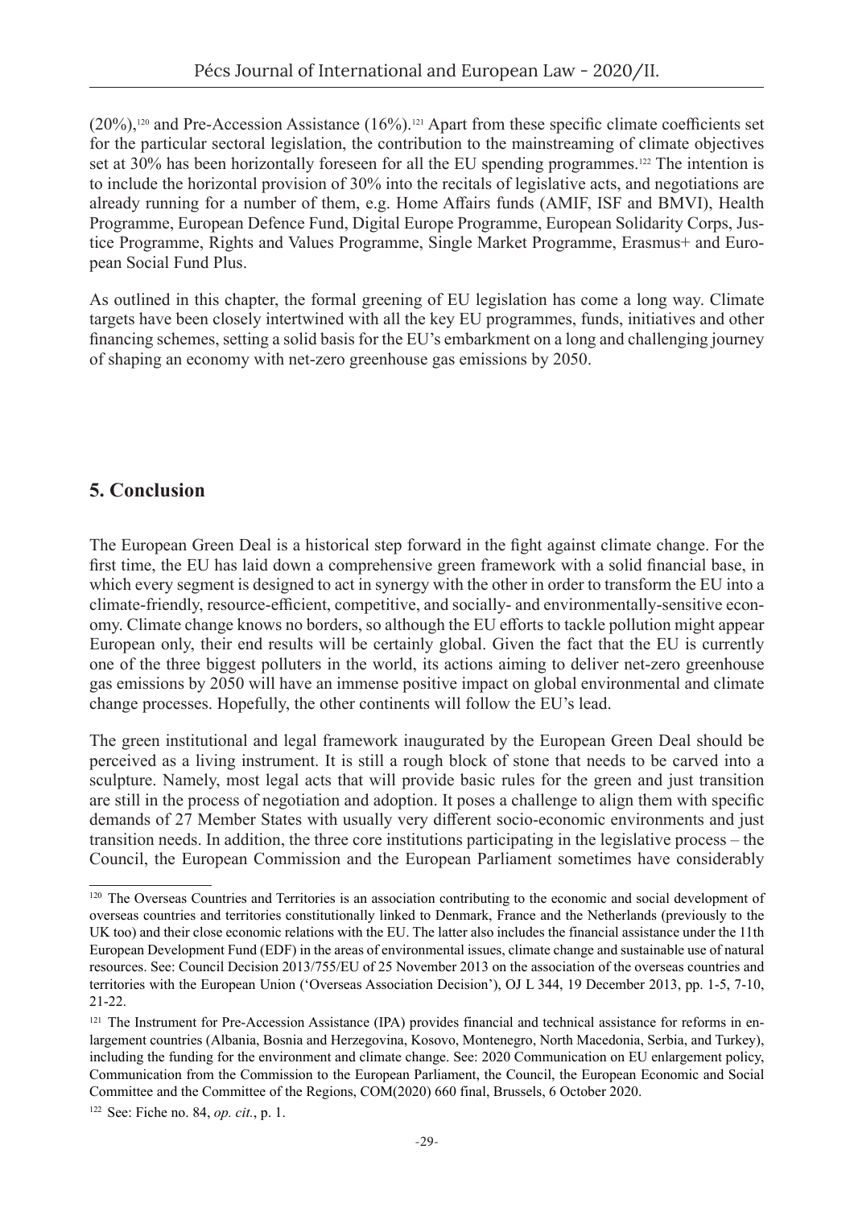(20%),[120] and Pre-Accession Assistance (16%).[121] Apart from these specific climate coefficients set for the particular sectoral legislation, the contribution to the mainstreaming of climate objectives set at 30% has been horizontally foreseen for all the EU spending programmes.[122] The intention is to include the horizontal provision of 30% into the recitals of legislative acts, and negotiations are already running for a number of them, e.g. Home Affairs funds (AMIF, ISF and BMVI), Health Programme, European Defence Fund, Digital Europe Programme, European Solidarity Corps, Justice Programme, Rights and Values Programme, Single Market Programme, Erasmus+ and European Social Fund Plus.

As outlined in this chapter, the formal greening of EU legislation has come a long way. Climate targets have been closely intertwined with all the key EU programmes, funds, initiatives and other financing schemes, setting a solid basis for the EU's embarkment on a long and challenging journey of shaping an economy with net-zero greenhouse gas emissions by 2050.

## 5. Conclusion

The European Green Deal is a historical step forward in the fight against climate change. For the first time, the EU has laid down a comprehensive green framework with a solid financial base, in which every segment is designed to act in synergy with the other in order to transform the EU into a climate-friendly, resource-efficient, competitive, and socially- and environmentally-sensitive economy. Climate change knows no borders, so although the EU efforts to tackle pollution might appear European only, their end results will be certainly global. Given the fact that the EU is currently one of the three biggest polluters in the world, its actions aiming to deliver net-zero greenhouse gas emissions by 2050 will have an immense positive impact on global environmental and climate change processes. Hopefully, the other continents will follow the EU's lead.

The green institutional and legal framework inaugurated by the European Green Deal should be perceived as a living instrument. It is still a rough block of stone that needs to be carved into a sculpture. Namely, most legal acts that will provide basic rules for the green and just transition are still in the process of negotiation and adoption. It poses a challenge to align them with specific demands of 27 Member States with usually very different socio-economic environments and just transition needs. In addition, the three core institutions participating in the legislative process – the Council, the European Commission and the European Parliament sometimes have considerably

---

[120] The Overseas Countries and Territories is an association contributing to the economic and social development of overseas countries and territories constitutionally linked to Denmark, France and the Netherlands (previously to the UK too) and their close economic relations with the EU. The latter also includes the financial assistance under the 11th European Development Fund (EDF) in the areas of environmental issues, climate change and sustainable use of natural resources. See: Council Decision 2013/755/EU of 25 November 2013 on the association of the overseas countries and territories with the European Union ('Overseas Association Decision'), OJ L 344, 19 December 2013, pp. 1-5, 7-10, 21-22.

[121] The Instrument for Pre-Accession Assistance (IPA) provides financial and technical assistance for reforms in enlargement countries (Albania, Bosnia and Herzegovina, Kosovo, Montenegro, North Macedonia, Serbia, and Turkey), including the funding for the environment and climate change. See: 2020 Communication on EU enlargement policy, Communication from the Commission to the European Parliament, the Council, the European Economic and Social Committee and the Committee of the Regions, COM(2020) 660 final, Brussels, 6 October 2020.

[122] See: Fiche no. 84, *op. cit.*, p. 1.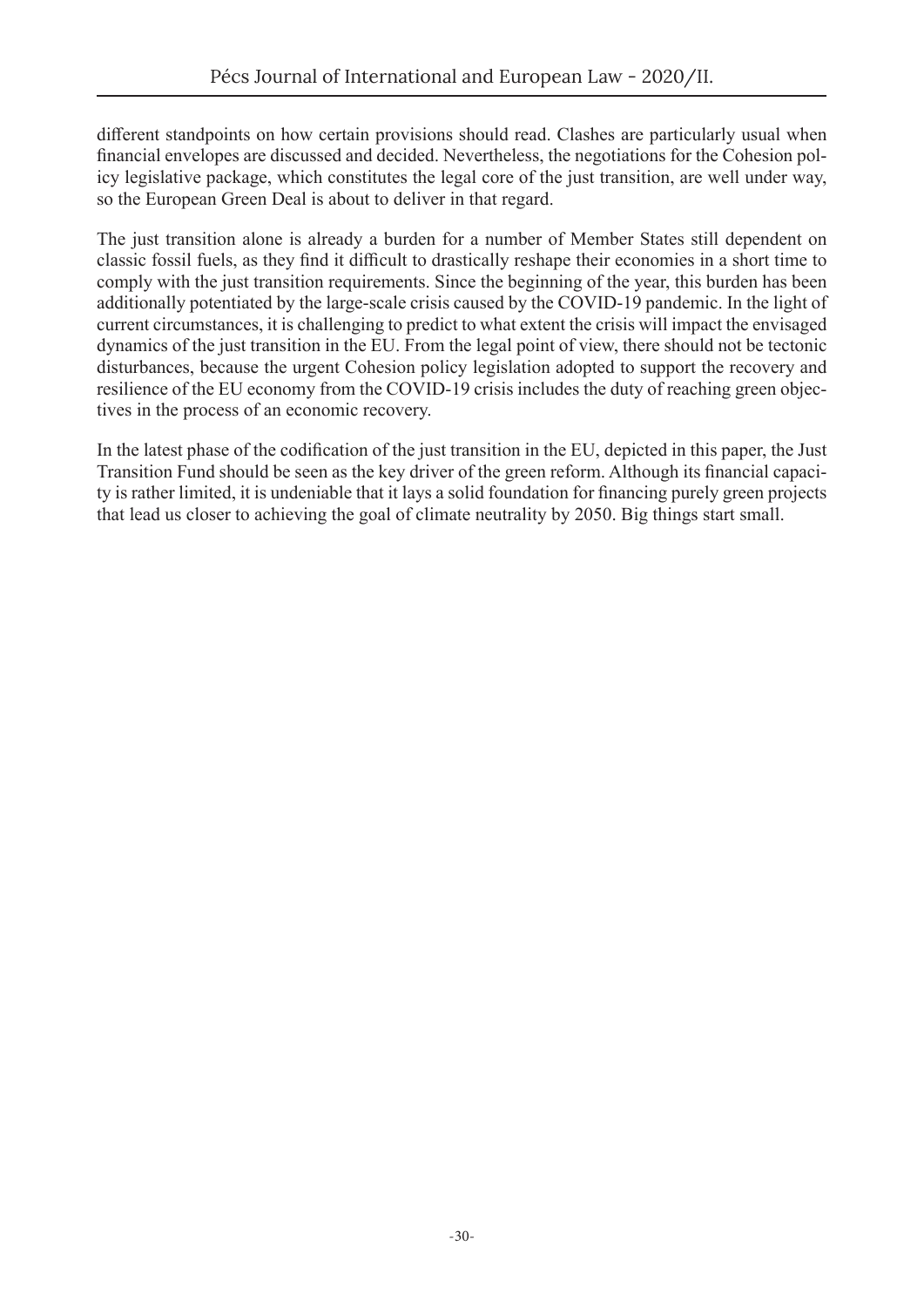different standpoints on how certain provisions should read. Clashes are particularly usual when financial envelopes are discussed and decided. Nevertheless, the negotiations for the Cohesion policy legislative package, which constitutes the legal core of the just transition, are well under way, so the European Green Deal is about to deliver in that regard.

The just transition alone is already a burden for a number of Member States still dependent on classic fossil fuels, as they find it difficult to drastically reshape their economies in a short time to comply with the just transition requirements. Since the beginning of the year, this burden has been additionally potentiated by the large-scale crisis caused by the COVID-19 pandemic. In the light of current circumstances, it is challenging to predict to what extent the crisis will impact the envisaged dynamics of the just transition in the EU. From the legal point of view, there should not be tectonic disturbances, because the urgent Cohesion policy legislation adopted to support the recovery and resilience of the EU economy from the COVID-19 crisis includes the duty of reaching green objectives in the process of an economic recovery.

In the latest phase of the codification of the just transition in the EU, depicted in this paper, the Just Transition Fund should be seen as the key driver of the green reform. Although its financial capacity is rather limited, it is undeniable that it lays a solid foundation for financing purely green projects that lead us closer to achieving the goal of climate neutrality by 2050. Big things start small.